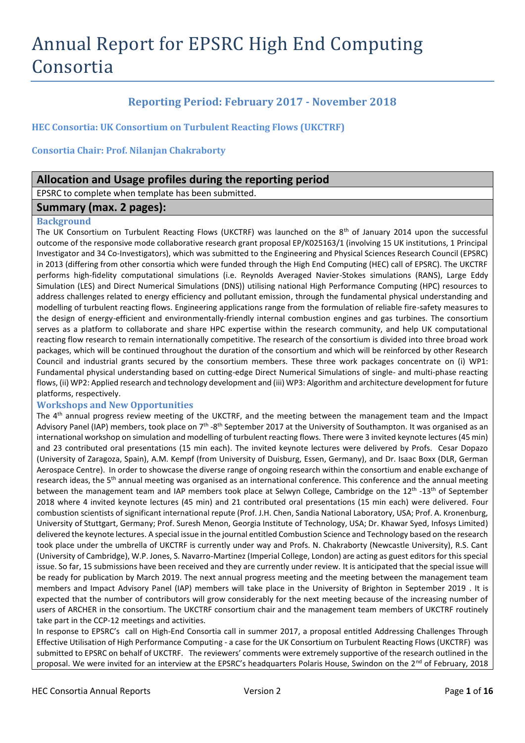# Annual Report for EPSRC High End Computing Consortia

## Reporting Period: February 2017 - November 2018

### HEC Consortia: UK Consortium on Turbulent Reacting Flows (UKCTRF)

### Consortia Chair: Prof. Nilanjan Chakraborty

## Allocation and Usage profiles during the reporting period

EPSRC to complete when template has been submitted.

## Summary (max. 2 pages):

### Background

The UK Consortium on Turbulent Reacting Flows (UKCTRF) was launched on the 8th of January 2014 upon the successful outcome of the responsive mode collaborative research grant proposal EP/K025163/1 (involving 15 UK institutions, 1 Principal Investigator and 34 Co-Investigators), which was submitted to the Engineering and Physical Sciences Research Council (EPSRC) in 2013 (differing from other consortia which were funded through the High End Computing (HEC) call of EPSRC). The UKCTRF performs high-fidelity computational simulations (i.e. Reynolds Averaged Navier-Stokes simulations (RANS), Large Eddy Simulation (LES) and Direct Numerical Simulations (DNS)) utilising national High Performance Computing (HPC) resources to address challenges related to energy efficiency and pollutant emission, through the fundamental physical understanding and modelling of turbulent reacting flows. Engineering applications range from the formulation of reliable fire-safety measures to the design of energy-efficient and environmentally-friendly internal combustion engines and gas turbines. The consortium serves as a platform to collaborate and share HPC expertise within the research community, and help UK computational reacting flow research to remain internationally competitive. The research of the consortium is divided into three broad work packages, which will be continued throughout the duration of the consortium and which will be reinforced by other Research Council and industrial grants secured by the consortium members. These three work packages concentrate on (i) WP1: Fundamental physical understanding based on cutting-edge Direct Numerical Simulations of single- and multi-phase reacting flows, (ii) WP2: Applied research and technology development and (iii) WP3: Algorithm and architecture development for future platforms, respectively.

### Workshops and New Opportunities

The 4th annual progress review meeting of the UKCTRF, and the meeting between the management team and the Impact Advisory Panel (IAP) members, took place on 7th -8th September 2017 at the University of Southampton. It was organised as an international workshop on simulation and modelling of turbulent reacting flows. There were 3 invited keynote lectures (45 min) and 23 contributed oral presentations (15 min each). The invited keynote lectures were delivered by Profs. Cesar Dopazo (University of Zaragoza, Spain), A.M. Kempf (from University of Duisburg, Essen, Germany), and Dr. Isaac Boxx (DLR, German Aerospace Centre). In order to showcase the diverse range of ongoing research within the consortium and enable exchange of research ideas, the 5th annual meeting was organised as an international conference. This conference and the annual meeting between the management team and IAP members took place at Selwyn College, Cambridge on the 12th -13th of September 2018 where 4 invited keynote lectures (45 min) and 21 contributed oral presentations (15 min each) were delivered. Four combustion scientists of significant international repute (Prof. J.H. Chen, Sandia National Laboratory, USA; Prof. A. Kronenburg, University of Stuttgart, Germany; Prof. Suresh Menon, Georgia Institute of Technology, USA; Dr. Khawar Syed, Infosys Limited) delivered the keynote lectures. A special issue in the journal entitled Combustion Science and Technology based on the research took place under the umbrella of UKCTRF is currently under way and Profs. N. Chakraborty (Newcastle University), R.S. Cant (University of Cambridge), W.P. Jones, S. Navarro-Martinez (Imperial College, London) are acting as guest editors for this special issue. So far, 15 submissions have been received and they are currently under review. It is anticipated that the special issue will be ready for publication by March 2019. The next annual progress meeting and the meeting between the management team members and Impact Advisory Panel (IAP) members will take place in the University of Brighton in September 2019 . It is expected that the number of contributors will grow considerably for the next meeting because of the increasing number of users of ARCHER in the consortium. The UKCTRF consortium chair and the management team members of UKCTRF routinely take part in the CCP-12 meetings and activities.

In response to EPSRC's call on High-End Consortia call in summer 2017, a proposal entitled Addressing Challenges Through Effective Utilisation of High Performance Computing - a case for the UK Consortium on Turbulent Reacting Flows (UKCTRF) was submitted to EPSRC on behalf of UKCTRF. The reviewers' comments were extremely supportive of the research outlined in the proposal. We were invited for an interview at the EPSRC's headquarters Polaris House, Swindon on the 2nd of February, 2018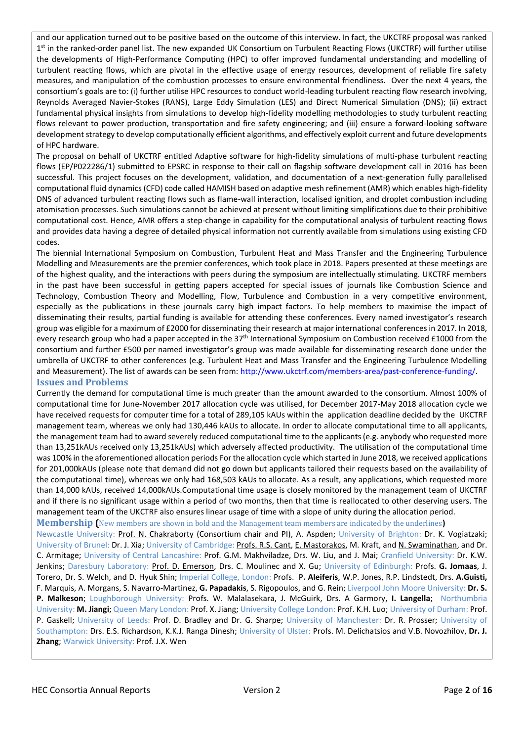and our application turned out to be positive based on the outcome of this interview. In fact, the UKCTRF proposal was ranked 1[st] in the ranked-order panel list. The new expanded UK Consortium on Turbulent Reacting Flows (UKCTRF) will further utilise the developments of High-Performance Computing (HPC) to offer improved fundamental understanding and modelling of turbulent reacting flows, which are pivotal in the effective usage of energy resources, development of reliable fire safety measures, and manipulation of the combustion processes to ensure environmental friendliness. Over the next 4 years, the consortium's goals are to: (i) further utilise HPC resources to conduct world-leading turbulent reacting flow research involving, Reynolds Averaged Navier-Stokes (RANS), Large Eddy Simulation (LES) and Direct Numerical Simulation (DNS); (ii) extract fundamental physical insights from simulations to develop high-fidelity modelling methodologies to study turbulent reacting flows relevant to power production, transportation and fire safety engineering; and (iii) ensure a forward-looking software development strategy to develop computationally efficient algorithms, and effectively exploit current and future developments of HPC hardware.

The proposal on behalf of UKCTRF entitled Adaptive software for high-fidelity simulations of multi-phase turbulent reacting flows (EP/P022286/1) submitted to EPSRC in response to their call on flagship software development call in 2016 has been successful. This project focuses on the development, validation, and documentation of a next-generation fully parallelised computational fluid dynamics (CFD) code called HAMISH based on adaptive mesh refinement (AMR) which enables high-fidelity DNS of advanced turbulent reacting flows such as flame-wall interaction, localised ignition, and droplet combustion including atomisation processes. Such simulations cannot be achieved at present without limiting simplifications due to their prohibitive computational cost. Hence, AMR offers a step-change in capability for the computational analysis of turbulent reacting flows and provides data having a degree of detailed physical information not currently available from simulations using existing CFD codes.

The biennial International Symposium on Combustion, Turbulent Heat and Mass Transfer and the Engineering Turbulence Modelling and Measurements are the premier conferences, which took place in 2018. Papers presented at these meetings are of the highest quality, and the interactions with peers during the symposium are intellectually stimulating. UKCTRF members in the past have been successful in getting papers accepted for special issues of journals like Combustion Science and Technology, Combustion Theory and Modelling, Flow, Turbulence and Combustion in a very competitive environment, especially as the publications in these journals carry high impact factors. To help members to maximise the impact of disseminating their results, partial funding is available for attending these conferences. Every named investigator's research group was eligible for a maximum of £2000 for disseminating their research at major international conferences in 2017. In 2018, every research group who had a paper accepted in the 37[th] International Symposium on Combustion received £1000 from the consortium and further £500 per named investigator's group was made available for disseminating research done under the umbrella of UKCTRF to other conferences (e.g. Turbulent Heat and Mass Transfer and the Engineering Turbulence Modelling and Measurement). The list of awards can be seen from: http://www.ukctrf.com/members-area/past-conference-funding/.

## Issues and Problems

Currently the demand for computational time is much greater than the amount awarded to the consortium. Almost 100% of computational time for June-November 2017 allocation cycle was utilised, for December 2017-May 2018 allocation cycle we have received requests for computer time for a total of 289,105 kAUs within the application deadline decided by the UKCTRF management team, whereas we only had 130,446 kAUs to allocate. In order to allocate computational time to all applicants, the management team had to award severely reduced computational time to the applicants (e.g. anybody who requested more than 13,251kAUs received only 13,251kAUs) which adversely affected productivity. The utilisation of the computational time was 100% in the aforementioned allocation periods For the allocation cycle which started in June 2018, we received applications for 201,000kAUs (please note that demand did not go down but applicants tailored their requests based on the availability of the computational time), whereas we only had 168,503 kAUs to allocate. As a result, any applications, which requested more than 14,000 kAUs, received 14,000kAUs.Computational time usage is closely monitored by the management team of UKCTRF and if there is no significant usage within a period of two months, then that time is reallocated to other deserving users. The management team of the UKCTRF also ensures linear usage of time with a slope of unity during the allocation period.

## Membership (New members are shown in bold and the Management team members are indicated by the underlines)

Newcastle University: Prof. N. Chakraborty (Consortium chair and PI), A. Aspden; University of Brighton: Dr. K. Vogiatzaki; University of Brunel: Dr. J. Xia; University of Cambridge: Profs. R.S. Cant, E. Mastorakos, M. Kraft, and N. Swaminathan, and Dr. C. Armitage; University of Central Lancashire: Prof. G.M. Makhviladze, Drs. W. Liu, and J. Mai; Cranfield University: Dr. K.W. Jenkins; Daresbury Laboratory: Prof. D. Emerson, Drs. C. Moulinec and X. Gu; University of Edinburgh: Profs. **G. Jomaas**, J. Torero, Dr. S. Welch, and D. Hyuk Shin; Imperial College, London: Profs. **P. Aleiferis**, W.P. Jones, R.P. Lindstedt, Drs. **A.Guisti,** F. Marquis, A. Morgans, S. Navarro-Martinez, **G. Papadakis**, S. Rigopoulos, and G. Rein; Liverpool John Moore University: **Dr. S. P. Malkeson**; Loughborough University: Profs. W. Malalasekara, J. McGuirk, Drs. A Garmory, **I. Langella**; Northumbria University: **M. Jiangi**; Queen Mary London: Prof. X. Jiang; University College London: Prof. K.H. Luo; University of Durham: Prof. P. Gaskell; University of Leeds: Prof. D. Bradley and Dr. G. Sharpe; University of Manchester: Dr. R. Prosser; University of Southampton: Drs. E.S. Richardson, K.K.J. Ranga Dinesh; University of Ulster: Profs. M. Delichatsios and V.B. Novozhilov, **Dr. J. Zhang**; Warwick University: Prof. J.X. Wen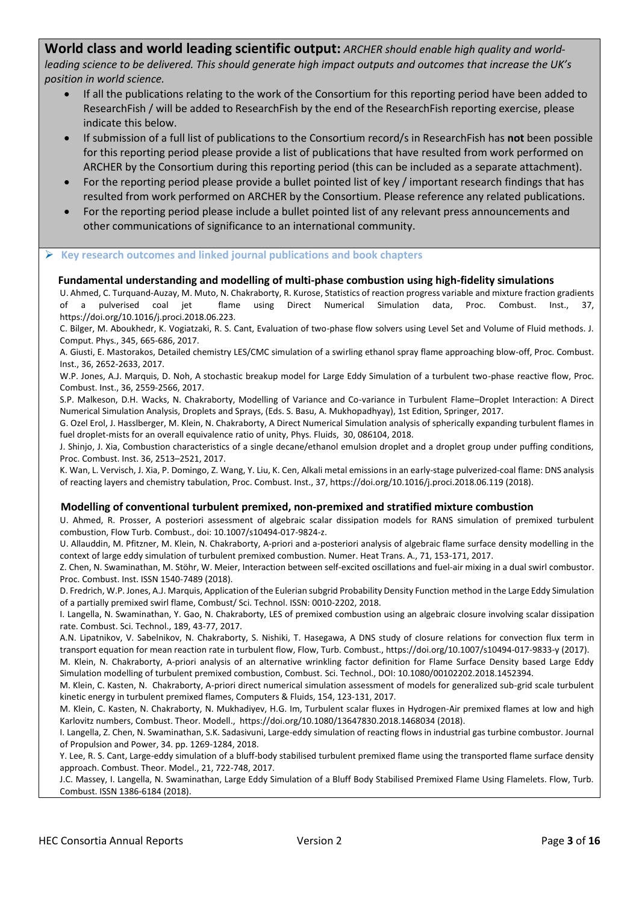**World class and world leading scientific output:** *ARCHER should enable high quality and world-leading science to be delivered. This should generate high impact outputs and outcomes that increase the UK's position in world science.*

- If all the publications relating to the work of the Consortium for this reporting period have been added to ResearchFish / will be added to ResearchFish by the end of the ResearchFish reporting exercise, please indicate this below.
- If submission of a full list of publications to the Consortium record/s in ResearchFish has **not** been possible for this reporting period please provide a list of publications that have resulted from work performed on ARCHER by the Consortium during this reporting period (this can be included as a separate attachment).
- For the reporting period please provide a bullet pointed list of key / important research findings that has resulted from work performed on ARCHER by the Consortium. Please reference any related publications.
- For the reporting period please include a bullet pointed list of any relevant press announcements and other communications of significance to an international community.

➢ **Key research outcomes and linked journal publications and book chapters**

**Fundamental understanding and modelling of multi-phase combustion using high-fidelity simulations**

U. Ahmed, C. Turquand-Auzay, M. Muto, N. Chakraborty, R. Kurose, Statistics of reaction progress variable and mixture fraction gradients of a pulverised coal jet flame using Direct Numerical Simulation data, Proc. Combust. Inst., 37, https://doi.org/10.1016/j.proci.2018.06.223.

C. Bilger, M. Aboukhedr, K. Vogiatzaki, R. S. Cant, Evaluation of two-phase flow solvers using Level Set and Volume of Fluid methods. J. Comput. Phys., 345, 665-686, 2017.

A. Giusti, E. Mastorakos, Detailed chemistry LES/CMC simulation of a swirling ethanol spray flame approaching blow-off, Proc. Combust. Inst., 36, 2652-2633, 2017.

W.P. Jones, A.J. Marquis, D. Noh, A stochastic breakup model for Large Eddy Simulation of a turbulent two-phase reactive flow, Proc. Combust. Inst., 36, 2559-2566, 2017.

S.P. Malkeson, D.H. Wacks, N. Chakraborty, Modelling of Variance and Co-variance in Turbulent Flame–Droplet Interaction: A Direct Numerical Simulation Analysis, Droplets and Sprays, (Eds. S. Basu, A. Mukhopadhyay), 1st Edition, Springer, 2017.

G. Ozel Erol, J. Hasslberger, M. Klein, N. Chakraborty, A Direct Numerical Simulation analysis of spherically expanding turbulent flames in fuel droplet-mists for an overall equivalence ratio of unity, Phys. Fluids, 30, 086104, 2018.

J. Shinjo, J. Xia, Combustion characteristics of a single decane/ethanol emulsion droplet and a droplet group under puffing conditions, Proc. Combust. Inst. 36, 2513–2521, 2017.

K. Wan, L. Vervisch, J. Xia, P. Domingo, Z. Wang, Y. Liu, K. Cen, Alkali metal emissions in an early-stage pulverized-coal flame: DNS analysis of reacting layers and chemistry tabulation, Proc. Combust. Inst., 37, https://doi.org/10.1016/j.proci.2018.06.119 (2018).

**Modelling of conventional turbulent premixed, non-premixed and stratified mixture combustion**

U. Ahmed, R. Prosser, A posteriori assessment of algebraic scalar dissipation models for RANS simulation of premixed turbulent combustion, Flow Turb. Combust., doi: 10.1007/s10494-017-9824-z.

U. Allauddin, M. Pfitzner, M. Klein, N. Chakraborty, A-priori and a-posteriori analysis of algebraic flame surface density modelling in the context of large eddy simulation of turbulent premixed combustion. Numer. Heat Trans. A., 71, 153-171, 2017.

Z. Chen, N. Swaminathan, M. Stöhr, W. Meier, Interaction between self-excited oscillations and fuel-air mixing in a dual swirl combustor. Proc. Combust. Inst. ISSN 1540-7489 (2018).

D. Fredrich, W.P. Jones, A.J. Marquis, Application of the Eulerian subgrid Probability Density Function method in the Large Eddy Simulation of a partially premixed swirl flame, Combust/ Sci. Technol. ISSN: 0010-2202, 2018.

I. Langella, N. Swaminathan, Y. Gao, N. Chakraborty, LES of premixed combustion using an algebraic closure involving scalar dissipation rate. Combust. Sci. Technol., 189, 43-77, 2017.

A.N. Lipatnikov, V. Sabelnikov, N. Chakraborty, S. Nishiki, T. Hasegawa, A DNS study of closure relations for convection flux term in transport equation for mean reaction rate in turbulent flow, Flow, Turb. Combust., https://doi.org/10.1007/s10494-017-9833-y (2017).

M. Klein, N. Chakraborty, A-priori analysis of an alternative wrinkling factor definition for Flame Surface Density based Large Eddy Simulation modelling of turbulent premixed combustion, Combust. Sci. Technol., DOI: 10.1080/00102202.2018.1452394.

M. Klein, C. Kasten, N. Chakraborty, A-priori direct numerical simulation assessment of models for generalized sub-grid scale turbulent kinetic energy in turbulent premixed flames, Computers & Fluids, 154, 123-131, 2017.

M. Klein, C. Kasten, N. Chakraborty, N. Mukhadiyev, H.G. Im, Turbulent scalar fluxes in Hydrogen-Air premixed flames at low and high Karlovitz numbers, Combust. Theor. Modell., https://doi.org/10.1080/13647830.2018.1468034 (2018).

I. Langella, Z. Chen, N. Swaminathan, S.K. Sadasivuni, Large-eddy simulation of reacting flows in industrial gas turbine combustor. Journal of Propulsion and Power, 34. pp. 1269-1284, 2018.

Y. Lee, R. S. Cant, Large-eddy simulation of a bluff-body stabilised turbulent premixed flame using the transported flame surface density approach. Combust. Theor. Model., 21, 722-748, 2017.

J.C. Massey, I. Langella, N. Swaminathan, Large Eddy Simulation of a Bluff Body Stabilised Premixed Flame Using Flamelets. Flow, Turb. Combust. ISSN 1386-6184 (2018).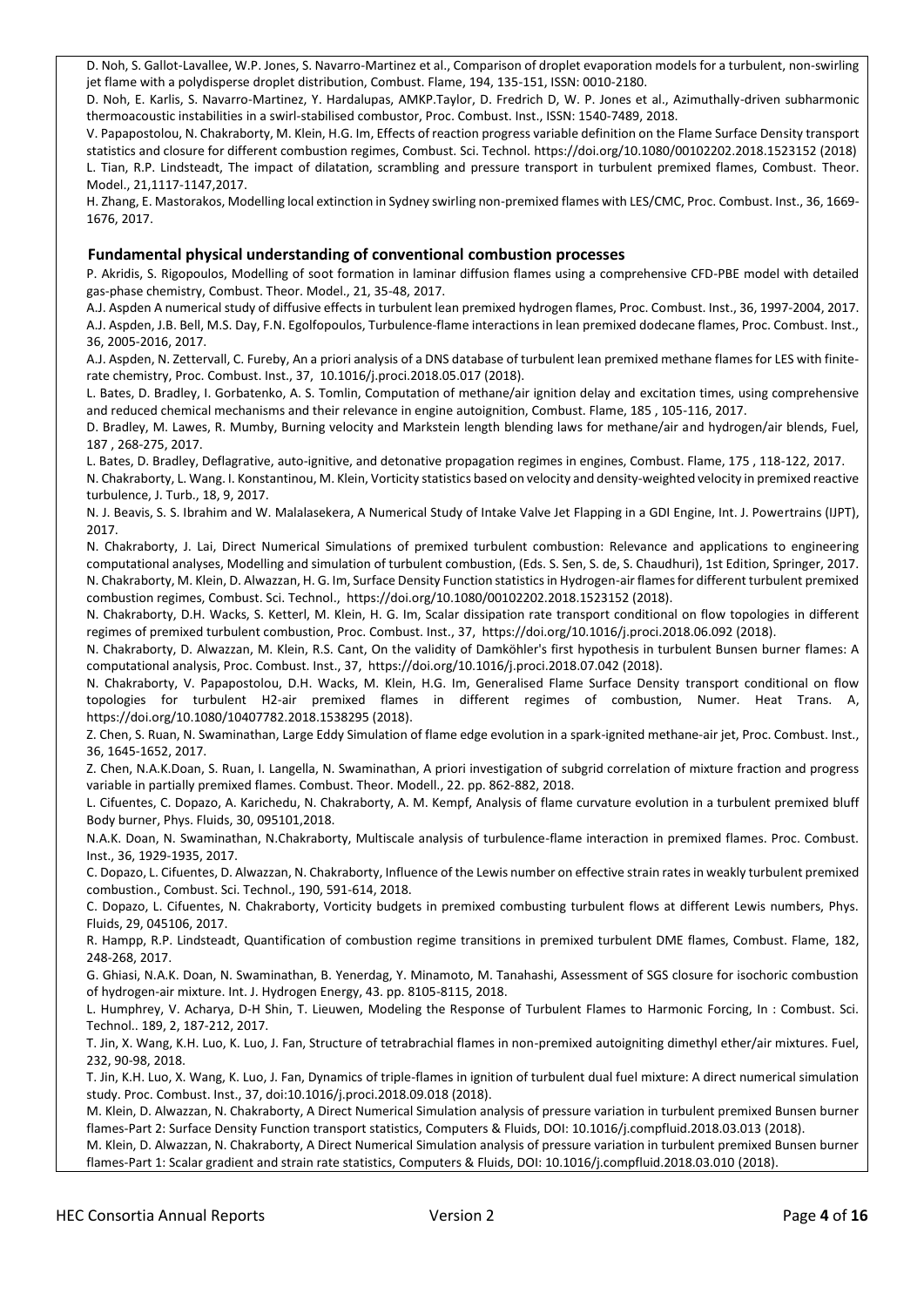D. Noh, S. Gallot-Lavallee, W.P. Jones, S. Navarro-Martinez et al., Comparison of droplet evaporation models for a turbulent, non-swirling jet flame with a polydisperse droplet distribution, Combust. Flame, 194, 135-151, ISSN: 0010-2180.

D. Noh, E. Karlis, S. Navarro-Martinez, Y. Hardalupas, AMKP.Taylor, D. Fredrich D, W. P. Jones et al., Azimuthally-driven subharmonic thermoacoustic instabilities in a swirl-stabilised combustor, Proc. Combust. Inst., ISSN: 1540-7489, 2018.

V. Papapostolou, N. Chakraborty, M. Klein, H.G. Im, Effects of reaction progress variable definition on the Flame Surface Density transport statistics and closure for different combustion regimes, Combust. Sci. Technol. https://doi.org/10.1080/00102202.2018.1523152 (2018)

L. Tian, R.P. Lindsteadt, The impact of dilatation, scrambling and pressure transport in turbulent premixed flames, Combust. Theor. Model., 21,1117-1147,2017.

H. Zhang, E. Mastorakos, Modelling local extinction in Sydney swirling non-premixed flames with LES/CMC, Proc. Combust. Inst., 36, 1669-1676, 2017.

## Fundamental physical understanding of conventional combustion processes

P. Akridis, S. Rigopoulos, Modelling of soot formation in laminar diffusion flames using a comprehensive CFD-PBE model with detailed gas-phase chemistry, Combust. Theor. Model., 21, 35-48, 2017.

A.J. Aspden A numerical study of diffusive effects in turbulent lean premixed hydrogen flames, Proc. Combust. Inst., 36, 1997-2004, 2017.

A.J. Aspden, J.B. Bell, M.S. Day, F.N. Egolfopoulos, Turbulence-flame interactions in lean premixed dodecane flames, Proc. Combust. Inst., 36, 2005-2016, 2017.

A.J. Aspden, N. Zettervall, C. Fureby, An a priori analysis of a DNS database of turbulent lean premixed methane flames for LES with finite-rate chemistry, Proc. Combust. Inst., 37, 10.1016/j.proci.2018.05.017 (2018).

L. Bates, D. Bradley, I. Gorbatenko, A. S. Tomlin, Computation of methane/air ignition delay and excitation times, using comprehensive and reduced chemical mechanisms and their relevance in engine autoignition, Combust. Flame, 185 , 105-116, 2017.

D. Bradley, M. Lawes, R. Mumby, Burning velocity and Markstein length blending laws for methane/air and hydrogen/air blends, Fuel, 187 , 268-275, 2017.

L. Bates, D. Bradley, Deflagrative, auto-ignitive, and detonative propagation regimes in engines, Combust. Flame, 175 , 118-122, 2017.

N. Chakraborty, L. Wang. I. Konstantinou, M. Klein, Vorticity statistics based on velocity and density-weighted velocity in premixed reactive turbulence, J. Turb., 18, 9, 2017.

N. J. Beavis, S. S. Ibrahim and W. Malalasekera, A Numerical Study of Intake Valve Jet Flapping in a GDI Engine, Int. J. Powertrains (IJPT), 2017.

N. Chakraborty, J. Lai, Direct Numerical Simulations of premixed turbulent combustion: Relevance and applications to engineering computational analyses, Modelling and simulation of turbulent combustion, (Eds. S. Sen, S. de, S. Chaudhuri), 1st Edition, Springer, 2017.

N. Chakraborty, M. Klein, D. Alwazzan, H. G. Im, Surface Density Function statistics in Hydrogen-air flames for different turbulent premixed combustion regimes, Combust. Sci. Technol., https://doi.org/10.1080/00102202.2018.1523152 (2018).

N. Chakraborty, D.H. Wacks, S. Ketterl, M. Klein, H. G. Im, Scalar dissipation rate transport conditional on flow topologies in different regimes of premixed turbulent combustion, Proc. Combust. Inst., 37, https://doi.org/10.1016/j.proci.2018.06.092 (2018).

N. Chakraborty, D. Alwazzan, M. Klein, R.S. Cant, On the validity of Damköhler's first hypothesis in turbulent Bunsen burner flames: A computational analysis, Proc. Combust. Inst., 37, https://doi.org/10.1016/j.proci.2018.07.042 (2018).

N. Chakraborty, V. Papapostolou, D.H. Wacks, M. Klein, H.G. Im, Generalised Flame Surface Density transport conditional on flow topologies for turbulent H2-air premixed flames in different regimes of combustion, Numer. Heat Trans. A, https://doi.org/10.1080/10407782.2018.1538295 (2018).

Z. Chen, S. Ruan, N. Swaminathan, Large Eddy Simulation of flame edge evolution in a spark-ignited methane-air jet, Proc. Combust. Inst., 36, 1645-1652, 2017.

Z. Chen, N.A.K.Doan, S. Ruan, I. Langella, N. Swaminathan, A priori investigation of subgrid correlation of mixture fraction and progress variable in partially premixed flames. Combust. Theor. Modell., 22. pp. 862-882, 2018.

L. Cifuentes, C. Dopazo, A. Karichedu, N. Chakraborty, A. M. Kempf, Analysis of flame curvature evolution in a turbulent premixed bluff Body burner, Phys. Fluids, 30, 095101,2018.

N.A.K. Doan, N. Swaminathan, N.Chakraborty, Multiscale analysis of turbulence-flame interaction in premixed flames. Proc. Combust. Inst., 36, 1929-1935, 2017.

C. Dopazo, L. Cifuentes, D. Alwazzan, N. Chakraborty, Influence of the Lewis number on effective strain rates in weakly turbulent premixed combustion., Combust. Sci. Technol., 190, 591-614, 2018.

C. Dopazo, L. Cifuentes, N. Chakraborty, Vorticity budgets in premixed combusting turbulent flows at different Lewis numbers, Phys. Fluids, 29, 045106, 2017.

R. Hampp, R.P. Lindsteadt, Quantification of combustion regime transitions in premixed turbulent DME flames, Combust. Flame, 182, 248-268, 2017.

G. Ghiasi, N.A.K. Doan, N. Swaminathan, B. Yenerdag, Y. Minamoto, M. Tanahashi, Assessment of SGS closure for isochoric combustion of hydrogen-air mixture. Int. J. Hydrogen Energy, 43. pp. 8105-8115, 2018.

L. Humphrey, V. Acharya, D-H Shin, T. Lieuwen, Modeling the Response of Turbulent Flames to Harmonic Forcing, In : Combust. Sci. Technol.. 189, 2, 187-212, 2017.

T. Jin, X. Wang, K.H. Luo, K. Luo, J. Fan, Structure of tetrabrachial flames in non-premixed autoigniting dimethyl ether/air mixtures. Fuel, 232, 90-98, 2018.

T. Jin, K.H. Luo, X. Wang, K. Luo, J. Fan, Dynamics of triple-flames in ignition of turbulent dual fuel mixture: A direct numerical simulation study. Proc. Combust. Inst., 37, doi:10.1016/j.proci.2018.09.018 (2018).

M. Klein, D. Alwazzan, N. Chakraborty, A Direct Numerical Simulation analysis of pressure variation in turbulent premixed Bunsen burner flames-Part 2: Surface Density Function transport statistics, Computers & Fluids, DOI: 10.1016/j.compfluid.2018.03.013 (2018).

M. Klein, D. Alwazzan, N. Chakraborty, A Direct Numerical Simulation analysis of pressure variation in turbulent premixed Bunsen burner flames-Part 1: Scalar gradient and strain rate statistics, Computers & Fluids, DOI: 10.1016/j.compfluid.2018.03.010 (2018).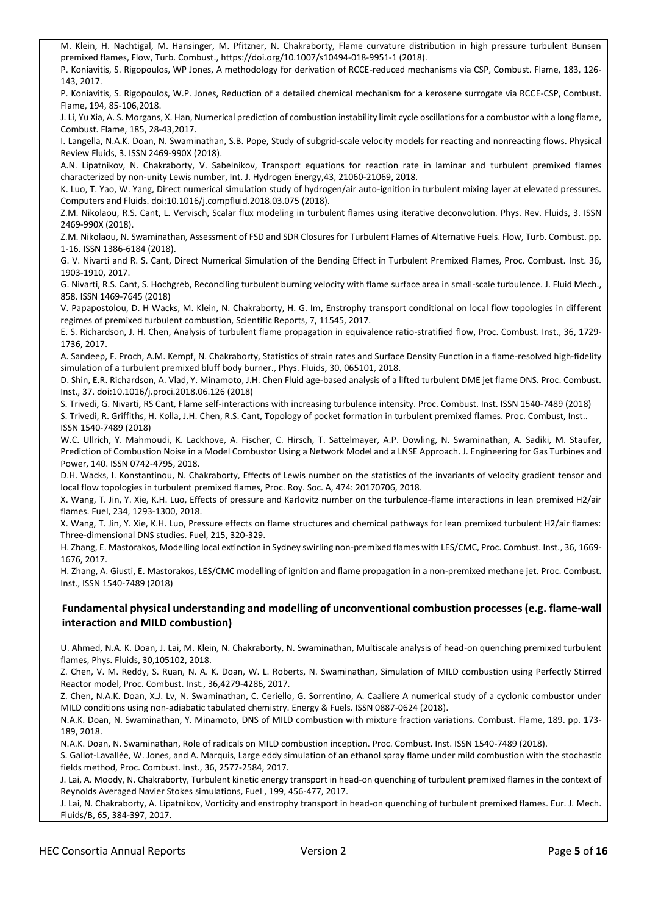M. Klein, H. Nachtigal, M. Hansinger, M. Pfitzner, N. Chakraborty, Flame curvature distribution in high pressure turbulent Bunsen premixed flames, Flow, Turb. Combust., https://doi.org/10.1007/s10494-018-9951-1 (2018).

P. Koniavitis, S. Rigopoulos, WP Jones, A methodology for derivation of RCCE-reduced mechanisms via CSP, Combust. Flame, 183, 126-143, 2017.

P. Koniavitis, S. Rigopoulos, W.P. Jones, Reduction of a detailed chemical mechanism for a kerosene surrogate via RCCE-CSP, Combust. Flame, 194, 85-106,2018.

J. Li, Yu Xia, A. S. Morgans, X. Han, Numerical prediction of combustion instability limit cycle oscillations for a combustor with a long flame, Combust. Flame, 185, 28-43,2017.

I. Langella, N.A.K. Doan, N. Swaminathan, S.B. Pope, Study of subgrid-scale velocity models for reacting and nonreacting flows. Physical Review Fluids, 3. ISSN 2469-990X (2018).

A.N. Lipatnikov, N. Chakraborty, V. Sabelnikov, Transport equations for reaction rate in laminar and turbulent premixed flames characterized by non-unity Lewis number, Int. J. Hydrogen Energy,43, 21060-21069, 2018.

K. Luo, T. Yao, W. Yang, Direct numerical simulation study of hydrogen/air auto-ignition in turbulent mixing layer at elevated pressures. Computers and Fluids. doi:10.1016/j.compfluid.2018.03.075 (2018).

Z.M. Nikolaou, R.S. Cant, L. Vervisch, Scalar flux modeling in turbulent flames using iterative deconvolution. Phys. Rev. Fluids, 3. ISSN 2469-990X (2018).

Z.M. Nikolaou, N. Swaminathan, Assessment of FSD and SDR Closures for Turbulent Flames of Alternative Fuels. Flow, Turb. Combust. pp. 1-16. ISSN 1386-6184 (2018).

G. V. Nivarti and R. S. Cant, Direct Numerical Simulation of the Bending Effect in Turbulent Premixed Flames, Proc. Combust. Inst. 36, 1903-1910, 2017.

G. Nivarti, R.S. Cant, S. Hochgreb, Reconciling turbulent burning velocity with flame surface area in small-scale turbulence. J. Fluid Mech., 858. ISSN 1469-7645 (2018)

V. Papapostolou, D. H Wacks, M. Klein, N. Chakraborty, H. G. Im, Enstrophy transport conditional on local flow topologies in different regimes of premixed turbulent combustion, Scientific Reports, 7, 11545, 2017.

E. S. Richardson, J. H. Chen, Analysis of turbulent flame propagation in equivalence ratio-stratified flow, Proc. Combust. Inst., 36, 1729-1736, 2017.

A. Sandeep, F. Proch, A.M. Kempf, N. Chakraborty, Statistics of strain rates and Surface Density Function in a flame-resolved high-fidelity simulation of a turbulent premixed bluff body burner., Phys. Fluids, 30, 065101, 2018.

D. Shin, E.R. Richardson, A. Vlad, Y. Minamoto, J.H. Chen Fluid age-based analysis of a lifted turbulent DME jet flame DNS. Proc. Combust. Inst., 37. doi:10.1016/j.proci.2018.06.126 (2018)

S. Trivedi, G. Nivarti, RS Cant, Flame self-interactions with increasing turbulence intensity. Proc. Combust. Inst. ISSN 1540-7489 (2018)

S. Trivedi, R. Griffiths, H. Kolla, J.H. Chen, R.S. Cant, Topology of pocket formation in turbulent premixed flames. Proc. Combust, Inst.. ISSN 1540-7489 (2018)

W.C. Ullrich, Y. Mahmoudi, K. Lackhove, A. Fischer, C. Hirsch, T. Sattelmayer, A.P. Dowling, N. Swaminathan, A. Sadiki, M. Staufer, Prediction of Combustion Noise in a Model Combustor Using a Network Model and a LNSE Approach. J. Engineering for Gas Turbines and Power, 140. ISSN 0742-4795, 2018.

D.H. Wacks, I. Konstantinou, N. Chakraborty, Effects of Lewis number on the statistics of the invariants of velocity gradient tensor and local flow topologies in turbulent premixed flames, Proc. Roy. Soc. A, 474: 20170706, 2018.

X. Wang, T. Jin, Y. Xie, K.H. Luo, Effects of pressure and Karlovitz number on the turbulence-flame interactions in lean premixed H2/air flames. Fuel, 234, 1293-1300, 2018.

X. Wang, T. Jin, Y. Xie, K.H. Luo, Pressure effects on flame structures and chemical pathways for lean premixed turbulent H2/air flames: Three-dimensional DNS studies. Fuel, 215, 320-329.

H. Zhang, E. Mastorakos, Modelling local extinction in Sydney swirling non-premixed flames with LES/CMC, Proc. Combust. Inst., 36, 1669-1676, 2017.

H. Zhang, A. Giusti, E. Mastorakos, LES/CMC modelling of ignition and flame propagation in a non-premixed methane jet. Proc. Combust. Inst., ISSN 1540-7489 (2018)

## Fundamental physical understanding and modelling of unconventional combustion processes (e.g. flame-wall interaction and MILD combustion)

U. Ahmed, N.A. K. Doan, J. Lai, M. Klein, N. Chakraborty, N. Swaminathan, Multiscale analysis of head-on quenching premixed turbulent flames, Phys. Fluids, 30,105102, 2018.

Z. Chen, V. M. Reddy, S. Ruan, N. A. K. Doan, W. L. Roberts, N. Swaminathan, Simulation of MILD combustion using Perfectly Stirred Reactor model, Proc. Combust. Inst., 36,4279-4286, 2017.

Z. Chen, N.A.K. Doan, X.J. Lv, N. Swaminathan, C. Ceriello, G. Sorrentino, A. Caaliere A numerical study of a cyclonic combustor under MILD conditions using non-adiabatic tabulated chemistry. Energy & Fuels. ISSN 0887-0624 (2018).

N.A.K. Doan, N. Swaminathan, Y. Minamoto, DNS of MILD combustion with mixture fraction variations. Combust. Flame, 189. pp. 173-189, 2018.

N.A.K. Doan, N. Swaminathan, Role of radicals on MILD combustion inception. Proc. Combust. Inst. ISSN 1540-7489 (2018).

S. Gallot-Lavallée, W. Jones, and A. Marquis, Large eddy simulation of an ethanol spray flame under mild combustion with the stochastic fields method, Proc. Combust. Inst., 36, 2577-2584, 2017.

J. Lai, A. Moody, N. Chakraborty, Turbulent kinetic energy transport in head-on quenching of turbulent premixed flames in the context of Reynolds Averaged Navier Stokes simulations, Fuel , 199, 456-477, 2017.

J. Lai, N. Chakraborty, A. Lipatnikov, Vorticity and enstrophy transport in head-on quenching of turbulent premixed flames. Eur. J. Mech. Fluids/B, 65, 384-397, 2017.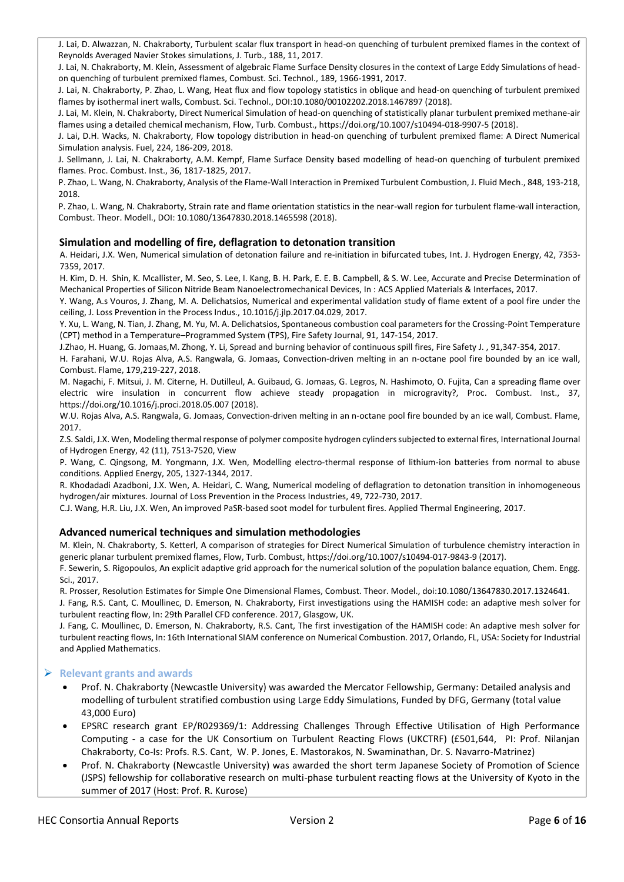J. Lai, D. Alwazzan, N. Chakraborty, Turbulent scalar flux transport in head-on quenching of turbulent premixed flames in the context of Reynolds Averaged Navier Stokes simulations, J. Turb., 188, 11, 2017.

J. Lai, N. Chakraborty, M. Klein, Assessment of algebraic Flame Surface Density closures in the context of Large Eddy Simulations of head-on quenching of turbulent premixed flames, Combust. Sci. Technol., 189, 1966-1991, 2017.

J. Lai, N. Chakraborty, P. Zhao, L. Wang, Heat flux and flow topology statistics in oblique and head-on quenching of turbulent premixed flames by isothermal inert walls, Combust. Sci. Technol., DOI:10.1080/00102202.2018.1467897 (2018).

J. Lai, M. Klein, N. Chakraborty, Direct Numerical Simulation of head-on quenching of statistically planar turbulent premixed methane-air flames using a detailed chemical mechanism, Flow, Turb. Combust., https://doi.org/10.1007/s10494-018-9907-5 (2018).

J. Lai, D.H. Wacks, N. Chakraborty, Flow topology distribution in head-on quenching of turbulent premixed flame: A Direct Numerical Simulation analysis. Fuel, 224, 186-209, 2018.

J. Sellmann, J. Lai, N. Chakraborty, A.M. Kempf, Flame Surface Density based modelling of head-on quenching of turbulent premixed flames. Proc. Combust. Inst., 36, 1817-1825, 2017.

P. Zhao, L. Wang, N. Chakraborty, Analysis of the Flame-Wall Interaction in Premixed Turbulent Combustion, J. Fluid Mech., 848, 193-218, 2018.

P. Zhao, L. Wang, N. Chakraborty, Strain rate and flame orientation statistics in the near-wall region for turbulent flame-wall interaction, Combust. Theor. Modell., DOI: 10.1080/13647830.2018.1465598 (2018).

### Simulation and modelling of fire, deflagration to detonation transition

A. Heidari, J.X. Wen, Numerical simulation of detonation failure and re-initiation in bifurcated tubes, Int. J. Hydrogen Energy, 42, 7353-7359, 2017.

H. Kim, D. H. Shin, K. Mcallister, M. Seo, S. Lee, I. Kang, B. H. Park, E. E. B. Campbell, & S. W. Lee, Accurate and Precise Determination of Mechanical Properties of Silicon Nitride Beam Nanoelectromechanical Devices, In : ACS Applied Materials & Interfaces, 2017.

Y. Wang, A.s Vouros, J. Zhang, M. A. Delichatsios, Numerical and experimental validation study of flame extent of a pool fire under the ceiling, J. Loss Prevention in the Process Indus., 10.1016/j.jlp.2017.04.029, 2017.

Y. Xu, L. Wang, N. Tian, J. Zhang, M. Yu, M. A. Delichatsios, Spontaneous combustion coal parameters for the Crossing-Point Temperature (CPT) method in a Temperature–Programmed System (TPS), Fire Safety Journal, 91, 147-154, 2017.

J.Zhao, H. Huang, G. Jomaas,M. Zhong, Y. Li, Spread and burning behavior of continuous spill fires, Fire Safety J. , 91,347-354, 2017.

H. Farahani, W.U. Rojas Alva, A.S. Rangwala, G. Jomaas, Convection-driven melting in an n-octane pool fire bounded by an ice wall, Combust. Flame, 179,219-227, 2018.

M. Nagachi, F. Mitsui, J. M. Citerne, H. Dutilleul, A. Guibaud, G. Jomaas, G. Legros, N. Hashimoto, O. Fujita, Can a spreading flame over electric wire insulation in concurrent flow achieve steady propagation in microgravity?, Proc. Combust. Inst., 37, https://doi.org/10.1016/j.proci.2018.05.007 (2018).

W.U. Rojas Alva, A.S. Rangwala, G. Jomaas, Convection-driven melting in an n-octane pool fire bounded by an ice wall, Combust. Flame, 2017.

Z.S. Saldi, J.X. Wen, Modeling thermal response of polymer composite hydrogen cylinders subjected to external fires, International Journal of Hydrogen Energy, 42 (11), 7513-7520, View

P. Wang, C. Qingsong, M. Yongmann, J.X. Wen, Modelling electro-thermal response of lithium-ion batteries from normal to abuse conditions. Applied Energy, 205, 1327-1344, 2017.

R. Khodadadi Azadboni, J.X. Wen, A. Heidari, C. Wang, Numerical modeling of deflagration to detonation transition in inhomogeneous hydrogen/air mixtures. Journal of Loss Prevention in the Process Industries, 49, 722-730, 2017.

C.J. Wang, H.R. Liu, J.X. Wen, An improved PaSR-based soot model for turbulent fires. Applied Thermal Engineering, 2017.

### Advanced numerical techniques and simulation methodologies

M. Klein, N. Chakraborty, S. Ketterl, A comparison of strategies for Direct Numerical Simulation of turbulence chemistry interaction in generic planar turbulent premixed flames, Flow, Turb. Combust, https://doi.org/10.1007/s10494-017-9843-9 (2017).

F. Sewerin, S. Rigopoulos, An explicit adaptive grid approach for the numerical solution of the population balance equation, Chem. Engg. Sci., 2017.

R. Prosser, Resolution Estimates for Simple One Dimensional Flames, Combust. Theor. Model., doi:10.1080/13647830.2017.1324641.

J. Fang, R.S. Cant, C. Moullinec, D. Emerson, N. Chakraborty, First investigations using the HAMISH code: an adaptive mesh solver for turbulent reacting flow, In: 29th Parallel CFD conference. 2017, Glasgow, UK.

J. Fang, C. Moullinec, D. Emerson, N. Chakraborty, R.S. Cant, The first investigation of the HAMISH code: An adaptive mesh solver for turbulent reacting flows, In: 16th International SIAM conference on Numerical Combustion. 2017, Orlando, FL, USA: Society for Industrial and Applied Mathematics.

## Relevant grants and awards

- Prof. N. Chakraborty (Newcastle University) was awarded the Mercator Fellowship, Germany: Detailed analysis and modelling of turbulent stratified combustion using Large Eddy Simulations, Funded by DFG, Germany (total value 43,000 Euro)
- EPSRC research grant EP/R029369/1: Addressing Challenges Through Effective Utilisation of High Performance Computing - a case for the UK Consortium on Turbulent Reacting Flows (UKCTRF) (£501,644, PI: Prof. Nilanjan Chakraborty, Co-Is: Profs. R.S. Cant, W. P. Jones, E. Mastorakos, N. Swaminathan, Dr. S. Navarro-Matrinez)
- Prof. N. Chakraborty (Newcastle University) was awarded the short term Japanese Society of Promotion of Science (JSPS) fellowship for collaborative research on multi-phase turbulent reacting flows at the University of Kyoto in the summer of 2017 (Host: Prof. R. Kurose)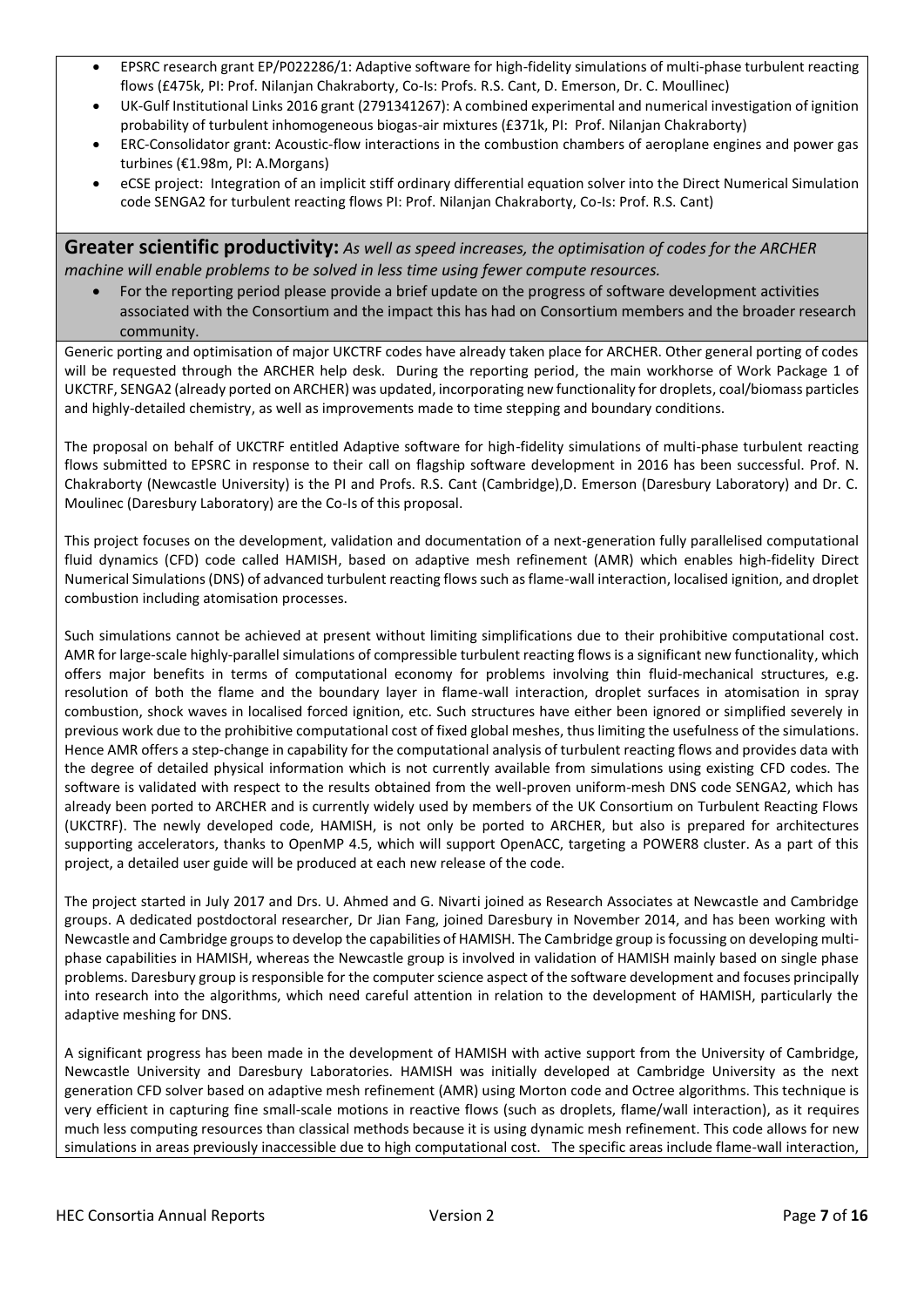- EPSRC research grant EP/P022286/1: Adaptive software for high-fidelity simulations of multi-phase turbulent reacting flows (£475k, PI: Prof. Nilanjan Chakraborty, Co-Is: Profs. R.S. Cant, D. Emerson, Dr. C. Moullinec)
- UK-Gulf Institutional Links 2016 grant (2791341267): A combined experimental and numerical investigation of ignition probability of turbulent inhomogeneous biogas-air mixtures (£371k, PI: Prof. Nilanjan Chakraborty)
- ERC-Consolidator grant: Acoustic-flow interactions in the combustion chambers of aeroplane engines and power gas turbines (€1.98m, PI: A.Morgans)
- eCSE project: Integration of an implicit stiff ordinary differential equation solver into the Direct Numerical Simulation code SENGA2 for turbulent reacting flows PI: Prof. Nilanjan Chakraborty, Co-Is: Prof. R.S. Cant)

## Greater scientific productivity: *As well as speed increases, the optimisation of codes for the ARCHER machine will enable problems to be solved in less time using fewer compute resources.*

- For the reporting period please provide a brief update on the progress of software development activities associated with the Consortium and the impact this has had on Consortium members and the broader research community.

Generic porting and optimisation of major UKCTRF codes have already taken place for ARCHER. Other general porting of codes will be requested through the ARCHER help desk. During the reporting period, the main workhorse of Work Package 1 of UKCTRF, SENGA2 (already ported on ARCHER) was updated, incorporating new functionality for droplets, coal/biomass particles and highly-detailed chemistry, as well as improvements made to time stepping and boundary conditions.

The proposal on behalf of UKCTRF entitled Adaptive software for high-fidelity simulations of multi-phase turbulent reacting flows submitted to EPSRC in response to their call on flagship software development in 2016 has been successful. Prof. N. Chakraborty (Newcastle University) is the PI and Profs. R.S. Cant (Cambridge),D. Emerson (Daresbury Laboratory) and Dr. C. Moulinec (Daresbury Laboratory) are the Co-Is of this proposal.

This project focuses on the development, validation and documentation of a next-generation fully parallelised computational fluid dynamics (CFD) code called HAMISH, based on adaptive mesh refinement (AMR) which enables high-fidelity Direct Numerical Simulations (DNS) of advanced turbulent reacting flows such as flame-wall interaction, localised ignition, and droplet combustion including atomisation processes.

Such simulations cannot be achieved at present without limiting simplifications due to their prohibitive computational cost. AMR for large-scale highly-parallel simulations of compressible turbulent reacting flows is a significant new functionality, which offers major benefits in terms of computational economy for problems involving thin fluid-mechanical structures, e.g. resolution of both the flame and the boundary layer in flame-wall interaction, droplet surfaces in atomisation in spray combustion, shock waves in localised forced ignition, etc. Such structures have either been ignored or simplified severely in previous work due to the prohibitive computational cost of fixed global meshes, thus limiting the usefulness of the simulations. Hence AMR offers a step-change in capability for the computational analysis of turbulent reacting flows and provides data with the degree of detailed physical information which is not currently available from simulations using existing CFD codes. The software is validated with respect to the results obtained from the well-proven uniform-mesh DNS code SENGA2, which has already been ported to ARCHER and is currently widely used by members of the UK Consortium on Turbulent Reacting Flows (UKCTRF). The newly developed code, HAMISH, is not only be ported to ARCHER, but also is prepared for architectures supporting accelerators, thanks to OpenMP 4.5, which will support OpenACC, targeting a POWER8 cluster. As a part of this project, a detailed user guide will be produced at each new release of the code.

The project started in July 2017 and Drs. U. Ahmed and G. Nivarti joined as Research Associates at Newcastle and Cambridge groups. A dedicated postdoctoral researcher, Dr Jian Fang, joined Daresbury in November 2014, and has been working with Newcastle and Cambridge groups to develop the capabilities of HAMISH. The Cambridge group is focussing on developing multi-phase capabilities in HAMISH, whereas the Newcastle group is involved in validation of HAMISH mainly based on single phase problems. Daresbury group is responsible for the computer science aspect of the software development and focuses principally into research into the algorithms, which need careful attention in relation to the development of HAMISH, particularly the adaptive meshing for DNS.

A significant progress has been made in the development of HAMISH with active support from the University of Cambridge, Newcastle University and Daresbury Laboratories. HAMISH was initially developed at Cambridge University as the next generation CFD solver based on adaptive mesh refinement (AMR) using Morton code and Octree algorithms. This technique is very efficient in capturing fine small-scale motions in reactive flows (such as droplets, flame/wall interaction), as it requires much less computing resources than classical methods because it is using dynamic mesh refinement. This code allows for new simulations in areas previously inaccessible due to high computational cost. The specific areas include flame-wall interaction,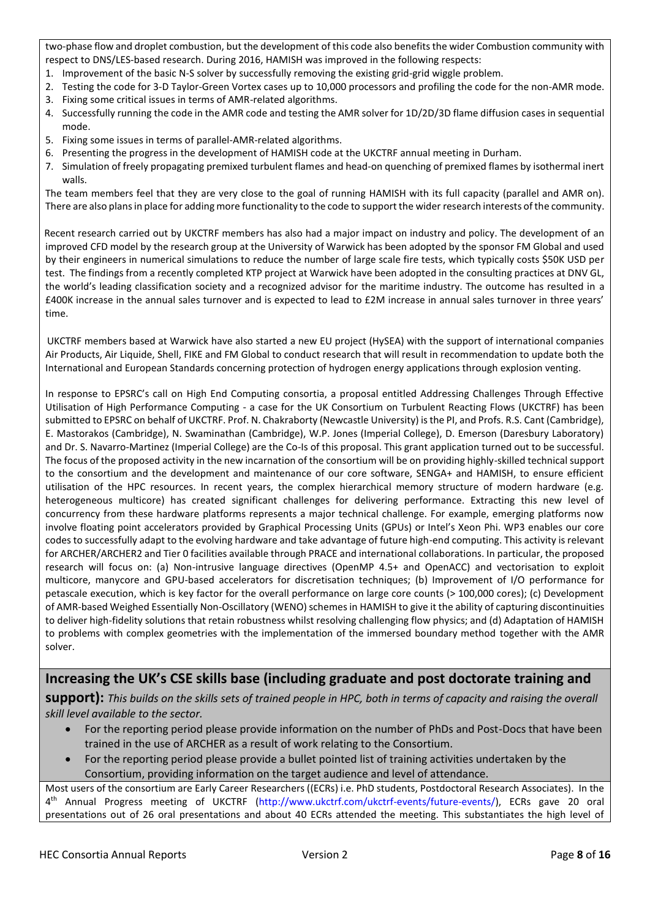two-phase flow and droplet combustion, but the development of this code also benefits the wider Combustion community with respect to DNS/LES-based research. During 2016, HAMISH was improved in the following respects:

1. Improvement of the basic N-S solver by successfully removing the existing grid-grid wiggle problem.
2. Testing the code for 3-D Taylor-Green Vortex cases up to 10,000 processors and profiling the code for the non-AMR mode.
3. Fixing some critical issues in terms of AMR-related algorithms.
4. Successfully running the code in the AMR code and testing the AMR solver for 1D/2D/3D flame diffusion cases in sequential mode.
5. Fixing some issues in terms of parallel-AMR-related algorithms.
6. Presenting the progress in the development of HAMISH code at the UKCTRF annual meeting in Durham.
7. Simulation of freely propagating premixed turbulent flames and head-on quenching of premixed flames by isothermal inert walls.

The team members feel that they are very close to the goal of running HAMISH with its full capacity (parallel and AMR on). There are also plans in place for adding more functionality to the code to support the wider research interests of the community.

Recent research carried out by UKCTRF members has also had a major impact on industry and policy. The development of an improved CFD model by the research group at the University of Warwick has been adopted by the sponsor FM Global and used by their engineers in numerical simulations to reduce the number of large scale fire tests, which typically costs $50K USD per test. The findings from a recently completed KTP project at Warwick have been adopted in the consulting practices at DNV GL, the world's leading classification society and a recognized advisor for the maritime industry. The outcome has resulted in a £400K increase in the annual sales turnover and is expected to lead to £2M increase in annual sales turnover in three years' time.

UKCTRF members based at Warwick have also started a new EU project (HySEA) with the support of international companies Air Products, Air Liquide, Shell, FIKE and FM Global to conduct research that will result in recommendation to update both the International and European Standards concerning protection of hydrogen energy applications through explosion venting.

In response to EPSRC's call on High End Computing consortia, a proposal entitled Addressing Challenges Through Effective Utilisation of High Performance Computing - a case for the UK Consortium on Turbulent Reacting Flows (UKCTRF) has been submitted to EPSRC on behalf of UKCTRF. Prof. N. Chakraborty (Newcastle University) is the PI, and Profs. R.S. Cant (Cambridge), E. Mastorakos (Cambridge), N. Swaminathan (Cambridge), W.P. Jones (Imperial College), D. Emerson (Daresbury Laboratory) and Dr. S. Navarro-Martinez (Imperial College) are the Co-Is of this proposal. This grant application turned out to be successful. The focus of the proposed activity in the new incarnation of the consortium will be on providing highly-skilled technical support to the consortium and the development and maintenance of our core software, SENGA+ and HAMISH, to ensure efficient utilisation of the HPC resources. In recent years, the complex hierarchical memory structure of modern hardware (e.g. heterogeneous multicore) has created significant challenges for delivering performance. Extracting this new level of concurrency from these hardware platforms represents a major technical challenge. For example, emerging platforms now involve floating point accelerators provided by Graphical Processing Units (GPUs) or Intel's Xeon Phi. WP3 enables our core codes to successfully adapt to the evolving hardware and take advantage of future high-end computing. This activity is relevant for ARCHER/ARCHER2 and Tier 0 facilities available through PRACE and international collaborations. In particular, the proposed research will focus on: (a) Non-intrusive language directives (OpenMP 4.5+ and OpenACC) and vectorisation to exploit multicore, manycore and GPU-based accelerators for discretisation techniques; (b) Improvement of I/O performance for petascale execution, which is key factor for the overall performance on large core counts (> 100,000 cores); (c) Development of AMR-based Weighed Essentially Non-Oscillatory (WENO) schemes in HAMISH to give it the ability of capturing discontinuities to deliver high-fidelity solutions that retain robustness whilst resolving challenging flow physics; and (d) Adaptation of HAMISH to problems with complex geometries with the implementation of the immersed boundary method together with the AMR solver.

## Increasing the UK's CSE skills base (including graduate and post doctorate training and support):

*This builds on the skills sets of trained people in HPC, both in terms of capacity and raising the overall skill level available to the sector.*

- For the reporting period please provide information on the number of PhDs and Post-Docs that have been trained in the use of ARCHER as a result of work relating to the Consortium.
- For the reporting period please provide a bullet pointed list of training activities undertaken by the Consortium, providing information on the target audience and level of attendance.

Most users of the consortium are Early Career Researchers ((ECRs) i.e. PhD students, Postdoctoral Research Associates). In the 4th Annual Progress meeting of UKCTRF (http://www.ukctrf.com/ukctrf-events/future-events/), ECRs gave 20 oral presentations out of 26 oral presentations and about 40 ECRs attended the meeting. This substantiates the high level of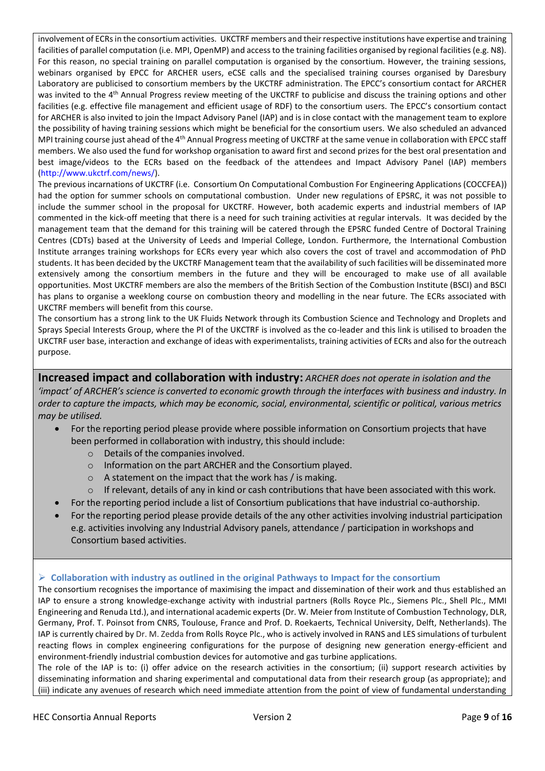involvement of ECRs in the consortium activities. UKCTRF members and their respective institutions have expertise and training facilities of parallel computation (i.e. MPI, OpenMP) and access to the training facilities organised by regional facilities (e.g. N8). For this reason, no special training on parallel computation is organised by the consortium. However, the training sessions, webinars organised by EPCC for ARCHER users, eCSE calls and the specialised training courses organised by Daresbury Laboratory are publicised to consortium members by the UKCTRF administration. The EPCC's consortium contact for ARCHER was invited to the 4th Annual Progress review meeting of the UKCTRF to publicise and discuss the training options and other facilities (e.g. effective file management and efficient usage of RDF) to the consortium users. The EPCC's consortium contact for ARCHER is also invited to join the Impact Advisory Panel (IAP) and is in close contact with the management team to explore the possibility of having training sessions which might be beneficial for the consortium users. We also scheduled an advanced MPI training course just ahead of the 4th Annual Progress meeting of UKCTRF at the same venue in collaboration with EPCC staff members. We also used the fund for workshop organisation to award first and second prizes for the best oral presentation and best image/videos to the ECRs based on the feedback of the attendees and Impact Advisory Panel (IAP) members (http://www.ukctrf.com/news/).

The previous incarnations of UKCTRF (i.e. Consortium On Computational Combustion For Engineering Applications (COCCFEA)) had the option for summer schools on computational combustion. Under new regulations of EPSRC, it was not possible to include the summer school in the proposal for UKCTRF. However, both academic experts and industrial members of IAP commented in the kick-off meeting that there is a need for such training activities at regular intervals. It was decided by the management team that the demand for this training will be catered through the EPSRC funded Centre of Doctoral Training Centres (CDTs) based at the University of Leeds and Imperial College, London. Furthermore, the International Combustion Institute arranges training workshops for ECRs every year which also covers the cost of travel and accommodation of PhD students. It has been decided by the UKCTRF Management team that the availability of such facilities will be disseminated more extensively among the consortium members in the future and they will be encouraged to make use of all available opportunities. Most UKCTRF members are also the members of the British Section of the Combustion Institute (BSCI) and BSCI has plans to organise a weeklong course on combustion theory and modelling in the near future. The ECRs associated with UKCTRF members will benefit from this course.

The consortium has a strong link to the UK Fluids Network through its Combustion Science and Technology and Droplets and Sprays Special Interests Group, where the PI of the UKCTRF is involved as the co-leader and this link is utilised to broaden the UKCTRF user base, interaction and exchange of ideas with experimentalists, training activities of ECRs and also for the outreach purpose.

**Increased impact and collaboration with industry:** *ARCHER does not operate in isolation and the 'impact' of ARCHER's science is converted to economic growth through the interfaces with business and industry. In order to capture the impacts, which may be economic, social, environmental, scientific or political, various metrics may be utilised.*

- For the reporting period please provide where possible information on Consortium projects that have been performed in collaboration with industry, this should include:
  - Details of the companies involved.
  - Information on the part ARCHER and the Consortium played.
  - A statement on the impact that the work has / is making.
  - If relevant, details of any in kind or cash contributions that have been associated with this work.
- For the reporting period include a list of Consortium publications that have industrial co-authorship.
- For the reporting period please provide details of the any other activities involving industrial participation e.g. activities involving any Industrial Advisory panels, attendance / participation in workshops and Consortium based activities.

### ➢ Collaboration with industry as outlined in the original Pathways to Impact for the consortium

The consortium recognises the importance of maximising the impact and dissemination of their work and thus established an IAP to ensure a strong knowledge-exchange activity with industrial partners (Rolls Royce Plc., Siemens Plc., Shell Plc., MMI Engineering and Renuda Ltd.), and international academic experts (Dr. W. Meier from Institute of Combustion Technology, DLR, Germany, Prof. T. Poinsot from CNRS, Toulouse, France and Prof. D. Roekaerts, Technical University, Delft, Netherlands). The IAP is currently chaired by Dr. M. Zedda from Rolls Royce Plc., who is actively involved in RANS and LES simulations of turbulent reacting flows in complex engineering configurations for the purpose of designing new generation energy-efficient and environment-friendly industrial combustion devices for automotive and gas turbine applications.

The role of the IAP is to: (i) offer advice on the research activities in the consortium; (ii) support research activities by disseminating information and sharing experimental and computational data from their research group (as appropriate); and (iii) indicate any avenues of research which need immediate attention from the point of view of fundamental understanding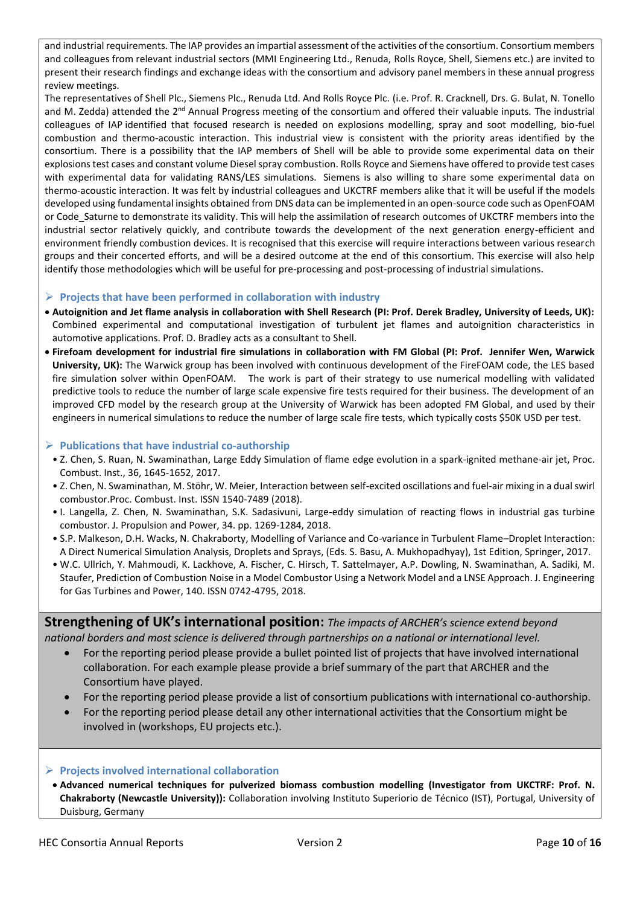and industrial requirements. The IAP provides an impartial assessment of the activities of the consortium. Consortium members and colleagues from relevant industrial sectors (MMI Engineering Ltd., Renuda, Rolls Royce, Shell, Siemens etc.) are invited to present their research findings and exchange ideas with the consortium and advisory panel members in these annual progress review meetings.

The representatives of Shell Plc., Siemens Plc., Renuda Ltd. And Rolls Royce Plc. (i.e. Prof. R. Cracknell, Drs. G. Bulat, N. Tonello and M. Zedda) attended the 2nd Annual Progress meeting of the consortium and offered their valuable inputs. The industrial colleagues of IAP identified that focused research is needed on explosions modelling, spray and soot modelling, bio-fuel combustion and thermo-acoustic interaction. This industrial view is consistent with the priority areas identified by the consortium. There is a possibility that the IAP members of Shell will be able to provide some experimental data on their explosions test cases and constant volume Diesel spray combustion. Rolls Royce and Siemens have offered to provide test cases with experimental data for validating RANS/LES simulations. Siemens is also willing to share some experimental data on thermo-acoustic interaction. It was felt by industrial colleagues and UKCTRF members alike that it will be useful if the models developed using fundamental insights obtained from DNS data can be implemented in an open-source code such as OpenFOAM or Code_Saturne to demonstrate its validity. This will help the assimilation of research outcomes of UKCTRF members into the industrial sector relatively quickly, and contribute towards the development of the next generation energy-efficient and environment friendly combustion devices. It is recognised that this exercise will require interactions between various research groups and their concerted efforts, and will be a desired outcome at the end of this consortium. This exercise will also help identify those methodologies which will be useful for pre-processing and post-processing of industrial simulations.

### Projects that have been performed in collaboration with industry

- **Autoignition and Jet flame analysis in collaboration with Shell Research (PI: Prof. Derek Bradley, University of Leeds, UK):** Combined experimental and computational investigation of turbulent jet flames and autoignition characteristics in automotive applications. Prof. D. Bradley acts as a consultant to Shell.
- **Firefoam development for industrial fire simulations in collaboration with FM Global (PI: Prof. Jennifer Wen, Warwick University, UK):** The Warwick group has been involved with continuous development of the FireFOAM code, the LES based fire simulation solver within OpenFOAM. The work is part of their strategy to use numerical modelling with validated predictive tools to reduce the number of large scale expensive fire tests required for their business. The development of an improved CFD model by the research group at the University of Warwick has been adopted FM Global, and used by their engineers in numerical simulations to reduce the number of large scale fire tests, which typically costs $50K USD per test.

### Publications that have industrial co-authorship

- Z. Chen, S. Ruan, N. Swaminathan, Large Eddy Simulation of flame edge evolution in a spark-ignited methane-air jet, Proc. Combust. Inst., 36, 1645-1652, 2017.
- Z. Chen, N. Swaminathan, M. Stöhr, W. Meier, Interaction between self-excited oscillations and fuel-air mixing in a dual swirl combustor.Proc. Combust. Inst. ISSN 1540-7489 (2018).
- I. Langella, Z. Chen, N. Swaminathan, S.K. Sadasivuni, Large-eddy simulation of reacting flows in industrial gas turbine combustor. J. Propulsion and Power, 34. pp. 1269-1284, 2018.
- S.P. Malkeson, D.H. Wacks, N. Chakraborty, Modelling of Variance and Co-variance in Turbulent Flame–Droplet Interaction: A Direct Numerical Simulation Analysis, Droplets and Sprays, (Eds. S. Basu, A. Mukhopadhyay), 1st Edition, Springer, 2017.
- W.C. Ullrich, Y. Mahmoudi, K. Lackhove, A. Fischer, C. Hirsch, T. Sattelmayer, A.P. Dowling, N. Swaminathan, A. Sadiki, M. Staufer, Prediction of Combustion Noise in a Model Combustor Using a Network Model and a LNSE Approach. J. Engineering for Gas Turbines and Power, 140. ISSN 0742-4795, 2018.

## Strengthening of UK's international position: *The impacts of ARCHER's science extend beyond national borders and most science is delivered through partnerships on a national or international level.*

- For the reporting period please provide a bullet pointed list of projects that have involved international collaboration. For each example please provide a brief summary of the part that ARCHER and the Consortium have played.
- For the reporting period please provide a list of consortium publications with international co-authorship.
- For the reporting period please detail any other international activities that the Consortium might be involved in (workshops, EU projects etc.).

### Projects involved international collaboration

- **Advanced numerical techniques for pulverized biomass combustion modelling (Investigator from UKCTRF: Prof. N. Chakraborty (Newcastle University)):** Collaboration involving Instituto Superiorio de Técnico (IST), Portugal, University of Duisburg, Germany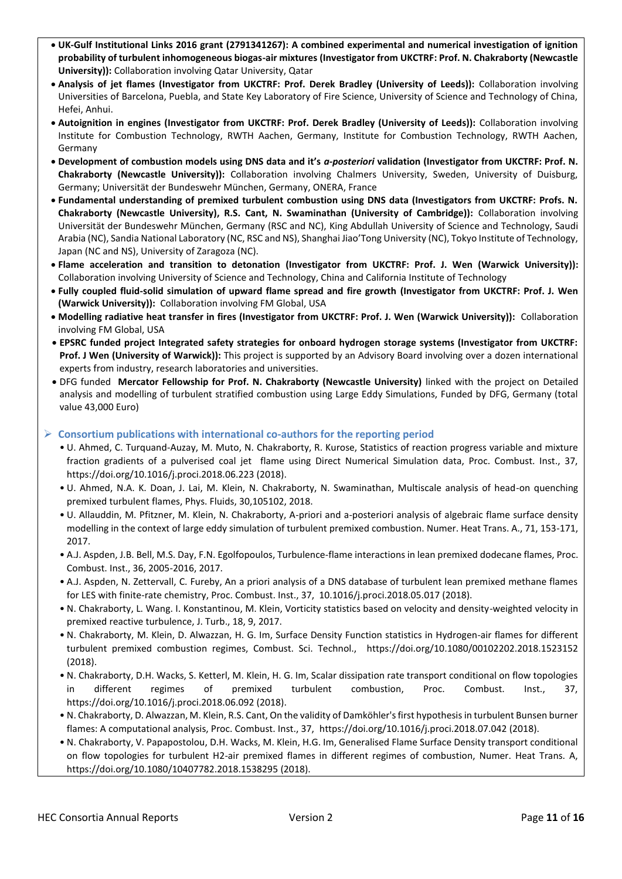- **UK-Gulf Institutional Links 2016 grant (2791341267): A combined experimental and numerical investigation of ignition probability of turbulent inhomogeneous biogas-air mixtures (Investigator from UKCTRF: Prof. N. Chakraborty (Newcastle University)):** Collaboration involving Qatar University, Qatar
- **Analysis of jet flames (Investigator from UKCTRF: Prof. Derek Bradley (University of Leeds)):** Collaboration involving Universities of Barcelona, Puebla, and State Key Laboratory of Fire Science, University of Science and Technology of China, Hefei, Anhui.
- **Autoignition in engines (Investigator from UKCTRF: Prof. Derek Bradley (University of Leeds)):** Collaboration involving Institute for Combustion Technology, RWTH Aachen, Germany, Institute for Combustion Technology, RWTH Aachen, Germany
- **Development of combustion models using DNS data and it's *a-posteriori* validation (Investigator from UKCTRF: Prof. N. Chakraborty (Newcastle University)):** Collaboration involving Chalmers University, Sweden, University of Duisburg, Germany; Universität der Bundeswehr München, Germany, ONERA, France
- **Fundamental understanding of premixed turbulent combustion using DNS data (Investigators from UKCTRF: Profs. N. Chakraborty (Newcastle University), R.S. Cant, N. Swaminathan (University of Cambridge)):** Collaboration involving Universität der Bundeswehr München, Germany (RSC and NC), King Abdullah University of Science and Technology, Saudi Arabia (NC), Sandia National Laboratory (NC, RSC and NS), Shanghai Jiao'Tong University (NC), Tokyo Institute of Technology, Japan (NC and NS), University of Zaragoza (NC).
- **Flame acceleration and transition to detonation (Investigator from UKCTRF: Prof. J. Wen (Warwick University)):** Collaboration involving University of Science and Technology, China and California Institute of Technology
- **Fully coupled fluid-solid simulation of upward flame spread and fire growth (Investigator from UKCTRF: Prof. J. Wen (Warwick University)):** Collaboration involving FM Global, USA
- **Modelling radiative heat transfer in fires (Investigator from UKCTRF: Prof. J. Wen (Warwick University)):** Collaboration involving FM Global, USA
- **EPSRC funded project Integrated safety strategies for onboard hydrogen storage systems (Investigator from UKCTRF: Prof. J Wen (University of Warwick)):** This project is supported by an Advisory Board involving over a dozen international experts from industry, research laboratories and universities.
- DFG funded **Mercator Fellowship for Prof. N. Chakraborty (Newcastle University)** linked with the project on Detailed analysis and modelling of turbulent stratified combustion using Large Eddy Simulations, Funded by DFG, Germany (total value 43,000 Euro)

## Consortium publications with international co-authors for the reporting period

- U. Ahmed, C. Turquand-Auzay, M. Muto, N. Chakraborty, R. Kurose, Statistics of reaction progress variable and mixture fraction gradients of a pulverised coal jet flame using Direct Numerical Simulation data, Proc. Combust. Inst., 37, https://doi.org/10.1016/j.proci.2018.06.223 (2018).
- U. Ahmed, N.A. K. Doan, J. Lai, M. Klein, N. Chakraborty, N. Swaminathan, Multiscale analysis of head-on quenching premixed turbulent flames, Phys. Fluids, 30,105102, 2018.
- U. Allauddin, M. Pfitzner, M. Klein, N. Chakraborty, A-priori and a-posteriori analysis of algebraic flame surface density modelling in the context of large eddy simulation of turbulent premixed combustion. Numer. Heat Trans. A., 71, 153-171, 2017.
- A.J. Aspden, J.B. Bell, M.S. Day, F.N. Egolfopoulos, Turbulence-flame interactions in lean premixed dodecane flames, Proc. Combust. Inst., 36, 2005-2016, 2017.
- A.J. Aspden, N. Zettervall, C. Fureby, An a priori analysis of a DNS database of turbulent lean premixed methane flames for LES with finite-rate chemistry, Proc. Combust. Inst., 37, 10.1016/j.proci.2018.05.017 (2018).
- N. Chakraborty, L. Wang. I. Konstantinou, M. Klein, Vorticity statistics based on velocity and density-weighted velocity in premixed reactive turbulence, J. Turb., 18, 9, 2017.
- N. Chakraborty, M. Klein, D. Alwazzan, H. G. Im, Surface Density Function statistics in Hydrogen-air flames for different turbulent premixed combustion regimes, Combust. Sci. Technol., https://doi.org/10.1080/00102202.2018.1523152 (2018).
- N. Chakraborty, D.H. Wacks, S. Ketterl, M. Klein, H. G. Im, Scalar dissipation rate transport conditional on flow topologies in different regimes of premixed turbulent combustion, Proc. Combust. Inst., 37, https://doi.org/10.1016/j.proci.2018.06.092 (2018).
- N. Chakraborty, D. Alwazzan, M. Klein, R.S. Cant, On the validity of Damköhler's first hypothesis in turbulent Bunsen burner flames: A computational analysis, Proc. Combust. Inst., 37, https://doi.org/10.1016/j.proci.2018.07.042 (2018).
- N. Chakraborty, V. Papapostolou, D.H. Wacks, M. Klein, H.G. Im, Generalised Flame Surface Density transport conditional on flow topologies for turbulent H2-air premixed flames in different regimes of combustion, Numer. Heat Trans. A, https://doi.org/10.1080/10407782.2018.1538295 (2018).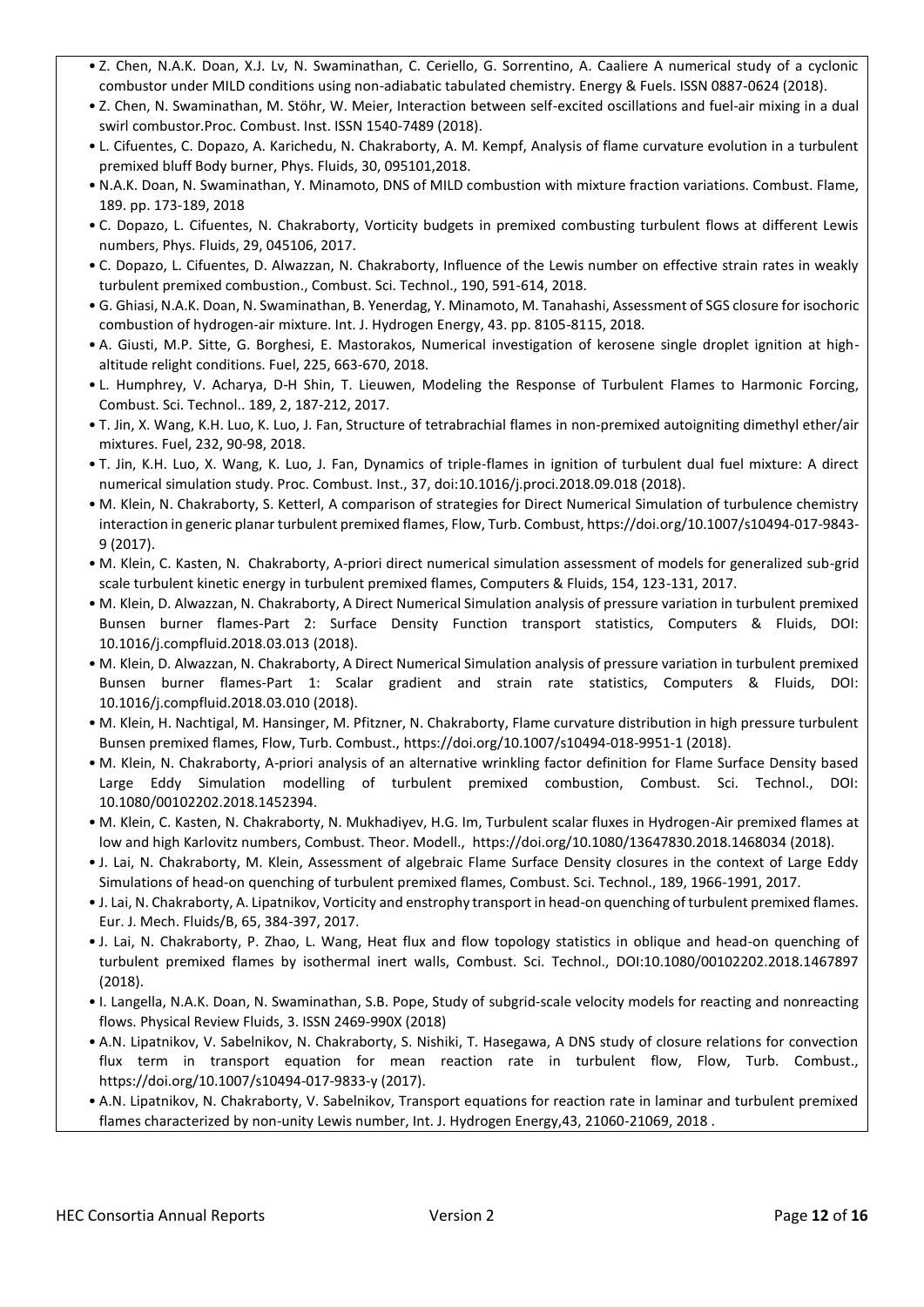- Z. Chen, N.A.K. Doan, X.J. Lv, N. Swaminathan, C. Ceriello, G. Sorrentino, A. Caaliere A numerical study of a cyclonic combustor under MILD conditions using non-adiabatic tabulated chemistry. Energy & Fuels. ISSN 0887-0624 (2018).
- Z. Chen, N. Swaminathan, M. Stöhr, W. Meier, Interaction between self-excited oscillations and fuel-air mixing in a dual swirl combustor.Proc. Combust. Inst. ISSN 1540-7489 (2018).
- L. Cifuentes, C. Dopazo, A. Karichedu, N. Chakraborty, A. M. Kempf, Analysis of flame curvature evolution in a turbulent premixed bluff Body burner, Phys. Fluids, 30, 095101,2018.
- N.A.K. Doan, N. Swaminathan, Y. Minamoto, DNS of MILD combustion with mixture fraction variations. Combust. Flame, 189. pp. 173-189, 2018
- C. Dopazo, L. Cifuentes, N. Chakraborty, Vorticity budgets in premixed combusting turbulent flows at different Lewis numbers, Phys. Fluids, 29, 045106, 2017.
- C. Dopazo, L. Cifuentes, D. Alwazzan, N. Chakraborty, Influence of the Lewis number on effective strain rates in weakly turbulent premixed combustion., Combust. Sci. Technol., 190, 591-614, 2018.
- G. Ghiasi, N.A.K. Doan, N. Swaminathan, B. Yenerdag, Y. Minamoto, M. Tanahashi, Assessment of SGS closure for isochoric combustion of hydrogen-air mixture. Int. J. Hydrogen Energy, 43. pp. 8105-8115, 2018.
- A. Giusti, M.P. Sitte, G. Borghesi, E. Mastorakos, Numerical investigation of kerosene single droplet ignition at high-altitude relight conditions. Fuel, 225, 663-670, 2018.
- L. Humphrey, V. Acharya, D-H Shin, T. Lieuwen, Modeling the Response of Turbulent Flames to Harmonic Forcing, Combust. Sci. Technol.. 189, 2, 187-212, 2017.
- T. Jin, X. Wang, K.H. Luo, K. Luo, J. Fan, Structure of tetrabrachial flames in non-premixed autoigniting dimethyl ether/air mixtures. Fuel, 232, 90-98, 2018.
- T. Jin, K.H. Luo, X. Wang, K. Luo, J. Fan, Dynamics of triple-flames in ignition of turbulent dual fuel mixture: A direct numerical simulation study. Proc. Combust. Inst., 37, doi:10.1016/j.proci.2018.09.018 (2018).
- M. Klein, N. Chakraborty, S. Ketterl, A comparison of strategies for Direct Numerical Simulation of turbulence chemistry interaction in generic planar turbulent premixed flames, Flow, Turb. Combust, https://doi.org/10.1007/s10494-017-9843-9 (2017).
- M. Klein, C. Kasten, N. Chakraborty, A-priori direct numerical simulation assessment of models for generalized sub-grid scale turbulent kinetic energy in turbulent premixed flames, Computers & Fluids, 154, 123-131, 2017.
- M. Klein, D. Alwazzan, N. Chakraborty, A Direct Numerical Simulation analysis of pressure variation in turbulent premixed Bunsen burner flames-Part 2: Surface Density Function transport statistics, Computers & Fluids, DOI: 10.1016/j.compfluid.2018.03.013 (2018).
- M. Klein, D. Alwazzan, N. Chakraborty, A Direct Numerical Simulation analysis of pressure variation in turbulent premixed Bunsen burner flames-Part 1: Scalar gradient and strain rate statistics, Computers & Fluids, DOI: 10.1016/j.compfluid.2018.03.010 (2018).
- M. Klein, H. Nachtigal, M. Hansinger, M. Pfitzner, N. Chakraborty, Flame curvature distribution in high pressure turbulent Bunsen premixed flames, Flow, Turb. Combust., https://doi.org/10.1007/s10494-018-9951-1 (2018).
- M. Klein, N. Chakraborty, A-priori analysis of an alternative wrinkling factor definition for Flame Surface Density based Large Eddy Simulation modelling of turbulent premixed combustion, Combust. Sci. Technol., DOI: 10.1080/00102202.2018.1452394.
- M. Klein, C. Kasten, N. Chakraborty, N. Mukhadiyev, H.G. Im, Turbulent scalar fluxes in Hydrogen-Air premixed flames at low and high Karlovitz numbers, Combust. Theor. Modell., https://doi.org/10.1080/13647830.2018.1468034 (2018).
- J. Lai, N. Chakraborty, M. Klein, Assessment of algebraic Flame Surface Density closures in the context of Large Eddy Simulations of head-on quenching of turbulent premixed flames, Combust. Sci. Technol., 189, 1966-1991, 2017.
- J. Lai, N. Chakraborty, A. Lipatnikov, Vorticity and enstrophy transport in head-on quenching of turbulent premixed flames. Eur. J. Mech. Fluids/B, 65, 384-397, 2017.
- J. Lai, N. Chakraborty, P. Zhao, L. Wang, Heat flux and flow topology statistics in oblique and head-on quenching of turbulent premixed flames by isothermal inert walls, Combust. Sci. Technol., DOI:10.1080/00102202.2018.1467897 (2018).
- I. Langella, N.A.K. Doan, N. Swaminathan, S.B. Pope, Study of subgrid-scale velocity models for reacting and nonreacting flows. Physical Review Fluids, 3. ISSN 2469-990X (2018)
- A.N. Lipatnikov, V. Sabelnikov, N. Chakraborty, S. Nishiki, T. Hasegawa, A DNS study of closure relations for convection flux term in transport equation for mean reaction rate in turbulent flow, Flow, Turb. Combust., https://doi.org/10.1007/s10494-017-9833-y (2017).
- A.N. Lipatnikov, N. Chakraborty, V. Sabelnikov, Transport equations for reaction rate in laminar and turbulent premixed flames characterized by non-unity Lewis number, Int. J. Hydrogen Energy,43, 21060-21069, 2018 .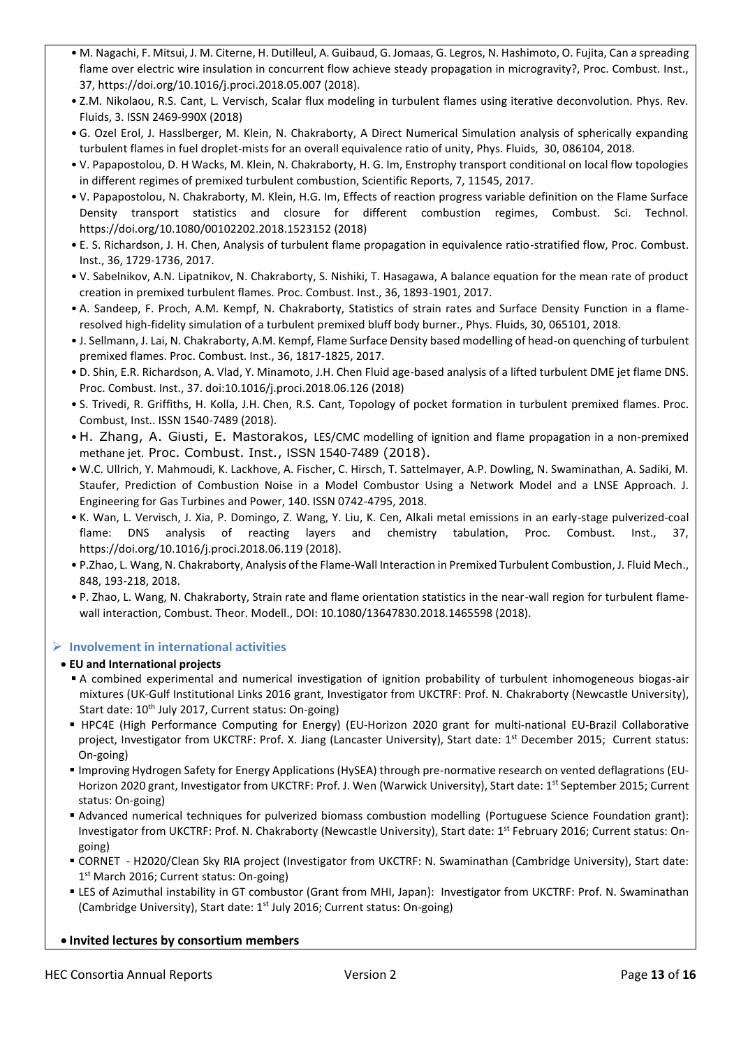- M. Nagachi, F. Mitsui, J. M. Citerne, H. Dutilleul, A. Guibaud, G. Jomaas, G. Legros, N. Hashimoto, O. Fujita, Can a spreading flame over electric wire insulation in concurrent flow achieve steady propagation in microgravity?, Proc. Combust. Inst., 37, https://doi.org/10.1016/j.proci.2018.05.007 (2018).
- Z.M. Nikolaou, R.S. Cant, L. Vervisch, Scalar flux modeling in turbulent flames using iterative deconvolution. Phys. Rev. Fluids, 3. ISSN 2469-990X (2018)
- G. Ozel Erol, J. Hasslberger, M. Klein, N. Chakraborty, A Direct Numerical Simulation analysis of spherically expanding turbulent flames in fuel droplet-mists for an overall equivalence ratio of unity, Phys. Fluids, 30, 086104, 2018.
- V. Papapostolou, D. H Wacks, M. Klein, N. Chakraborty, H. G. Im, Enstrophy transport conditional on local flow topologies in different regimes of premixed turbulent combustion, Scientific Reports, 7, 11545, 2017.
- V. Papapostolou, N. Chakraborty, M. Klein, H.G. Im, Effects of reaction progress variable definition on the Flame Surface Density transport statistics and closure for different combustion regimes, Combust. Sci. Technol. https://doi.org/10.1080/00102202.2018.1523152 (2018)
- E. S. Richardson, J. H. Chen, Analysis of turbulent flame propagation in equivalence ratio-stratified flow, Proc. Combust. Inst., 36, 1729-1736, 2017.
- V. Sabelnikov, A.N. Lipatnikov, N. Chakraborty, S. Nishiki, T. Hasagawa, A balance equation for the mean rate of product creation in premixed turbulent flames. Proc. Combust. Inst., 36, 1893-1901, 2017.
- A. Sandeep, F. Proch, A.M. Kempf, N. Chakraborty, Statistics of strain rates and Surface Density Function in a flame-resolved high-fidelity simulation of a turbulent premixed bluff body burner., Phys. Fluids, 30, 065101, 2018.
- J. Sellmann, J. Lai, N. Chakraborty, A.M. Kempf, Flame Surface Density based modelling of head-on quenching of turbulent premixed flames. Proc. Combust. Inst., 36, 1817-1825, 2017.
- D. Shin, E.R. Richardson, A. Vlad, Y. Minamoto, J.H. Chen Fluid age-based analysis of a lifted turbulent DME jet flame DNS. Proc. Combust. Inst., 37. doi:10.1016/j.proci.2018.06.126 (2018)
- S. Trivedi, R. Griffiths, H. Kolla, J.H. Chen, R.S. Cant, Topology of pocket formation in turbulent premixed flames. Proc. Combust, Inst.. ISSN 1540-7489 (2018).
- H. Zhang, A. Giusti, E. Mastorakos, LES/CMC modelling of ignition and flame propagation in a non-premixed methane jet. Proc. Combust. Inst., ISSN 1540-7489 (2018).
- W.C. Ullrich, Y. Mahmoudi, K. Lackhove, A. Fischer, C. Hirsch, T. Sattelmayer, A.P. Dowling, N. Swaminathan, A. Sadiki, M. Staufer, Prediction of Combustion Noise in a Model Combustor Using a Network Model and a LNSE Approach. J. Engineering for Gas Turbines and Power, 140. ISSN 0742-4795, 2018.
- K. Wan, L. Vervisch, J. Xia, P. Domingo, Z. Wang, Y. Liu, K. Cen, Alkali metal emissions in an early-stage pulverized-coal flame: DNS analysis of reacting layers and chemistry tabulation, Proc. Combust. Inst., 37, https://doi.org/10.1016/j.proci.2018.06.119 (2018).
- P.Zhao, L. Wang, N. Chakraborty, Analysis of the Flame-Wall Interaction in Premixed Turbulent Combustion, J. Fluid Mech., 848, 193-218, 2018.
- P. Zhao, L. Wang, N. Chakraborty, Strain rate and flame orientation statistics in the near-wall region for turbulent flame-wall interaction, Combust. Theor. Modell., DOI: 10.1080/13647830.2018.1465598 (2018).

## Involvement in international activities

- **EU and International projects**
  - A combined experimental and numerical investigation of ignition probability of turbulent inhomogeneous biogas-air mixtures (UK-Gulf Institutional Links 2016 grant, Investigator from UKCTRF: Prof. N. Chakraborty (Newcastle University), Start date: 10th July 2017, Current status: On-going)
  - HPC4E (High Performance Computing for Energy) (EU-Horizon 2020 grant for multi-national EU-Brazil Collaborative project, Investigator from UKCTRF: Prof. X. Jiang (Lancaster University), Start date: 1st December 2015; Current status: On-going)
  - Improving Hydrogen Safety for Energy Applications (HySEA) through pre-normative research on vented deflagrations (EU-Horizon 2020 grant, Investigator from UKCTRF: Prof. J. Wen (Warwick University), Start date: 1st September 2015; Current status: On-going)
  - Advanced numerical techniques for pulverized biomass combustion modelling (Portuguese Science Foundation grant): Investigator from UKCTRF: Prof. N. Chakraborty (Newcastle University), Start date: 1st February 2016; Current status: On-going)
  - CORNET - H2020/Clean Sky RIA project (Investigator from UKCTRF: N. Swaminathan (Cambridge University), Start date: 1st March 2016; Current status: On-going)
  - LES of Azimuthal instability in GT combustor (Grant from MHI, Japan): Investigator from UKCTRF: Prof. N. Swaminathan (Cambridge University), Start date: 1st July 2016; Current status: On-going)
- **Invited lectures by consortium members**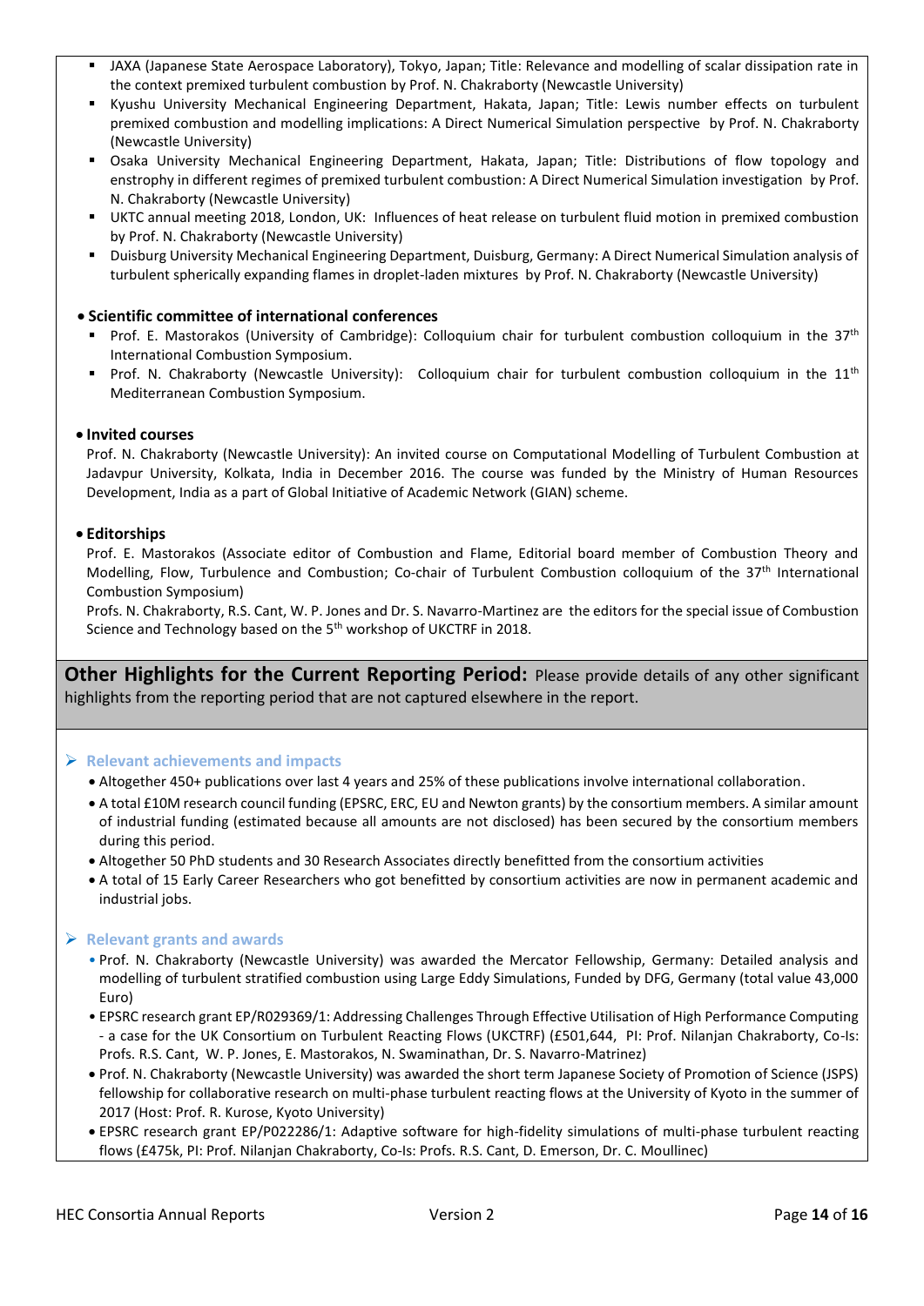- JAXA (Japanese State Aerospace Laboratory), Tokyo, Japan; Title: Relevance and modelling of scalar dissipation rate in the context premixed turbulent combustion by Prof. N. Chakraborty (Newcastle University)
- Kyushu University Mechanical Engineering Department, Hakata, Japan; Title: Lewis number effects on turbulent premixed combustion and modelling implications: A Direct Numerical Simulation perspective by Prof. N. Chakraborty (Newcastle University)
- Osaka University Mechanical Engineering Department, Hakata, Japan; Title: Distributions of flow topology and enstrophy in different regimes of premixed turbulent combustion: A Direct Numerical Simulation investigation by Prof. N. Chakraborty (Newcastle University)
- UKTC annual meeting 2018, London, UK: Influences of heat release on turbulent fluid motion in premixed combustion by Prof. N. Chakraborty (Newcastle University)
- Duisburg University Mechanical Engineering Department, Duisburg, Germany: A Direct Numerical Simulation analysis of turbulent spherically expanding flames in droplet-laden mixtures by Prof. N. Chakraborty (Newcastle University)

**• Scientific committee of international conferences**

- Prof. E. Mastorakos (University of Cambridge): Colloquium chair for turbulent combustion colloquium in the 37th International Combustion Symposium.
- Prof. N. Chakraborty (Newcastle University): Colloquium chair for turbulent combustion colloquium in the 11th Mediterranean Combustion Symposium.

**• Invited courses**

Prof. N. Chakraborty (Newcastle University): An invited course on Computational Modelling of Turbulent Combustion at Jadavpur University, Kolkata, India in December 2016. The course was funded by the Ministry of Human Resources Development, India as a part of Global Initiative of Academic Network (GIAN) scheme.

**• Editorships**

Prof. E. Mastorakos (Associate editor of Combustion and Flame, Editorial board member of Combustion Theory and Modelling, Flow, Turbulence and Combustion; Co-chair of Turbulent Combustion colloquium of the 37th International Combustion Symposium)

Profs. N. Chakraborty, R.S. Cant, W. P. Jones and Dr. S. Navarro-Martinez are the editors for the special issue of Combustion Science and Technology based on the 5th workshop of UKCTRF in 2018.

## Other Highlights for the Current Reporting Period:

Please provide details of any other significant highlights from the reporting period that are not captured elsewhere in the report.

### Relevant achievements and impacts

- Altogether 450+ publications over last 4 years and 25% of these publications involve international collaboration.
- A total £10M research council funding (EPSRC, ERC, EU and Newton grants) by the consortium members. A similar amount of industrial funding (estimated because all amounts are not disclosed) has been secured by the consortium members during this period.
- Altogether 50 PhD students and 30 Research Associates directly benefitted from the consortium activities
- A total of 15 Early Career Researchers who got benefitted by consortium activities are now in permanent academic and industrial jobs.

### Relevant grants and awards

- Prof. N. Chakraborty (Newcastle University) was awarded the Mercator Fellowship, Germany: Detailed analysis and modelling of turbulent stratified combustion using Large Eddy Simulations, Funded by DFG, Germany (total value 43,000 Euro)
- EPSRC research grant EP/R029369/1: Addressing Challenges Through Effective Utilisation of High Performance Computing - a case for the UK Consortium on Turbulent Reacting Flows (UKCTRF) (£501,644, PI: Prof. Nilanjan Chakraborty, Co-Is: Profs. R.S. Cant, W. P. Jones, E. Mastorakos, N. Swaminathan, Dr. S. Navarro-Matrinez)
- Prof. N. Chakraborty (Newcastle University) was awarded the short term Japanese Society of Promotion of Science (JSPS) fellowship for collaborative research on multi-phase turbulent reacting flows at the University of Kyoto in the summer of 2017 (Host: Prof. R. Kurose, Kyoto University)
- EPSRC research grant EP/P022286/1: Adaptive software for high-fidelity simulations of multi-phase turbulent reacting flows (£475k, PI: Prof. Nilanjan Chakraborty, Co-Is: Profs. R.S. Cant, D. Emerson, Dr. C. Moulinec)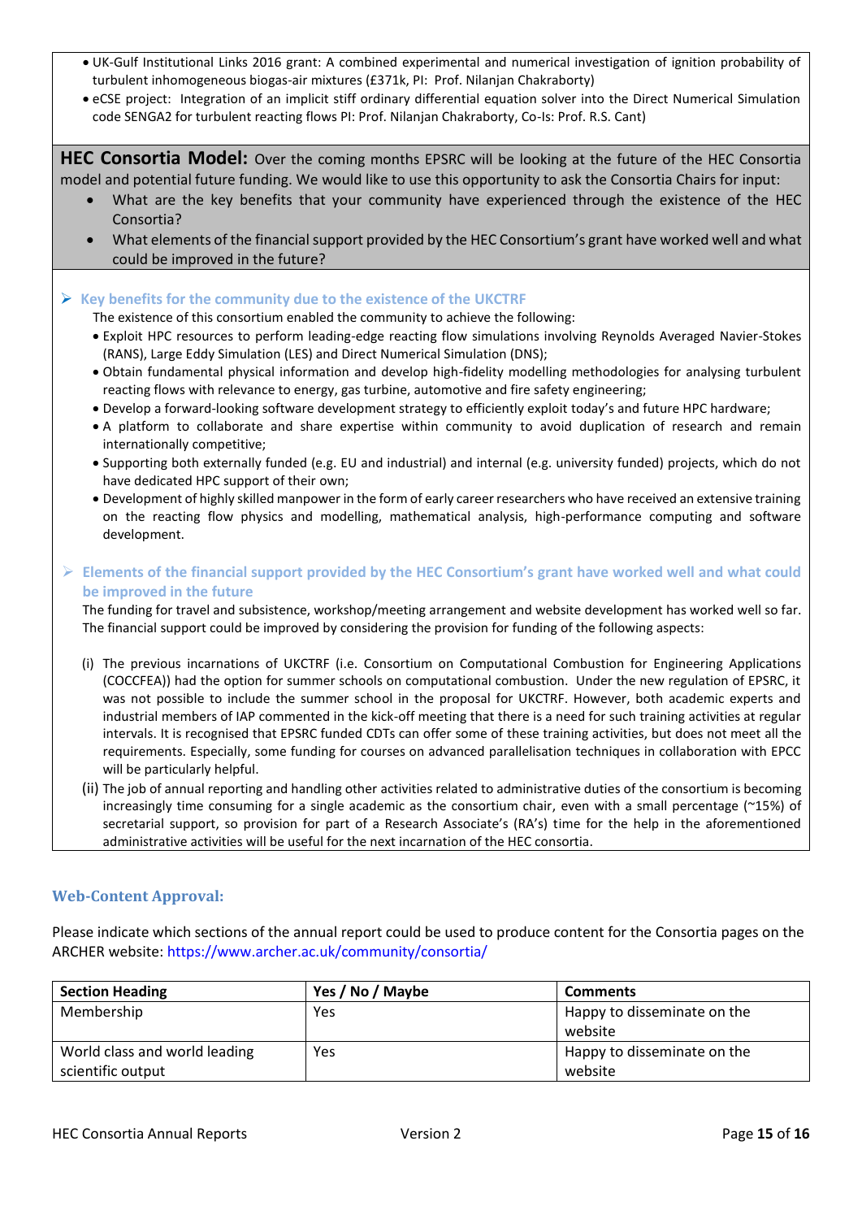- UK-Gulf Institutional Links 2016 grant: A combined experimental and numerical investigation of ignition probability of turbulent inhomogeneous biogas-air mixtures (£371k, PI: Prof. Nilanjan Chakraborty)
- eCSE project: Integration of an implicit stiff ordinary differential equation solver into the Direct Numerical Simulation code SENGA2 for turbulent reacting flows PI: Prof. Nilanjan Chakraborty, Co-Is: Prof. R.S. Cant)

**HEC Consortia Model:** Over the coming months EPSRC will be looking at the future of the HEC Consortia model and potential future funding. We would like to use this opportunity to ask the Consortia Chairs for input:

- What are the key benefits that your community have experienced through the existence of the HEC Consortia?
- What elements of the financial support provided by the HEC Consortium's grant have worked well and what could be improved in the future?

### Key benefits for the community due to the existence of the UKCTRF

The existence of this consortium enabled the community to achieve the following:

- Exploit HPC resources to perform leading-edge reacting flow simulations involving Reynolds Averaged Navier-Stokes (RANS), Large Eddy Simulation (LES) and Direct Numerical Simulation (DNS);
- Obtain fundamental physical information and develop high-fidelity modelling methodologies for analysing turbulent reacting flows with relevance to energy, gas turbine, automotive and fire safety engineering;
- Develop a forward-looking software development strategy to efficiently exploit today's and future HPC hardware;
- A platform to collaborate and share expertise within community to avoid duplication of research and remain internationally competitive;
- Supporting both externally funded (e.g. EU and industrial) and internal (e.g. university funded) projects, which do not have dedicated HPC support of their own;
- Development of highly skilled manpower in the form of early career researchers who have received an extensive training on the reacting flow physics and modelling, mathematical analysis, high-performance computing and software development.

### Elements of the financial support provided by the HEC Consortium's grant have worked well and what could be improved in the future

The funding for travel and subsistence, workshop/meeting arrangement and website development has worked well so far. The financial support could be improved by considering the provision for funding of the following aspects:

(i) The previous incarnations of UKCTRF (i.e. Consortium on Computational Combustion for Engineering Applications (COCCFEA)) had the option for summer schools on computational combustion. Under the new regulation of EPSRC, it was not possible to include the summer school in the proposal for UKCTRF. However, both academic experts and industrial members of IAP commented in the kick-off meeting that there is a need for such training activities at regular intervals. It is recognised that EPSRC funded CDTs can offer some of these training activities, but does not meet all the requirements. Especially, some funding for courses on advanced parallelisation techniques in collaboration with EPCC will be particularly helpful.

(ii) The job of annual reporting and handling other activities related to administrative duties of the consortium is becoming increasingly time consuming for a single academic as the consortium chair, even with a small percentage (~15%) of secretarial support, so provision for part of a Research Associate's (RA's) time for the help in the aforementioned administrative activities will be useful for the next incarnation of the HEC consortia.

## Web-Content Approval:

Please indicate which sections of the annual report could be used to produce content for the Consortia pages on the ARCHER website: https://www.archer.ac.uk/community/consortia/

| Section Heading | Yes / No / Maybe | Comments |
|---|---|---|
| Membership | Yes | Happy to disseminate on the website |
| World class and world leading scientific output | Yes | Happy to disseminate on the website |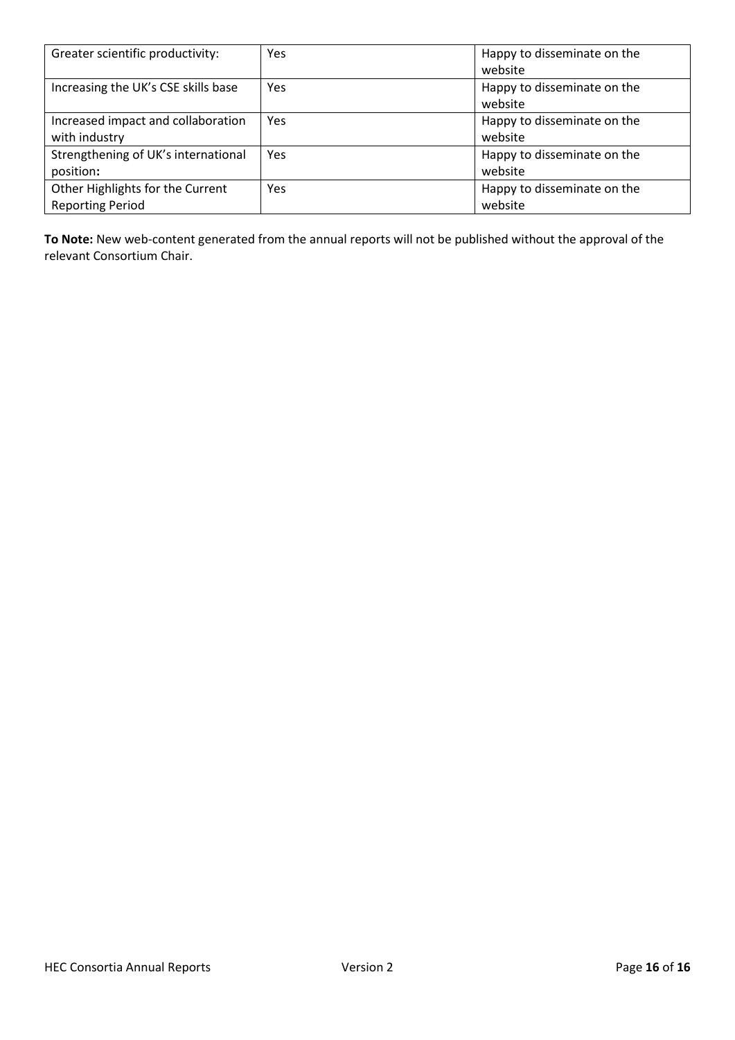| | | |
|---|---|---|
| Greater scientific productivity: | Yes | Happy to disseminate on the website |
| Increasing the UK's CSE skills base | Yes | Happy to disseminate on the website |
| Increased impact and collaboration with industry | Yes | Happy to disseminate on the website |
| Strengthening of UK's international position**:** | Yes | Happy to disseminate on the website |
| Other Highlights for the Current Reporting Period | Yes | Happy to disseminate on the website |

**To Note:** New web-content generated from the annual reports will not be published without the approval of the relevant Consortium Chair.